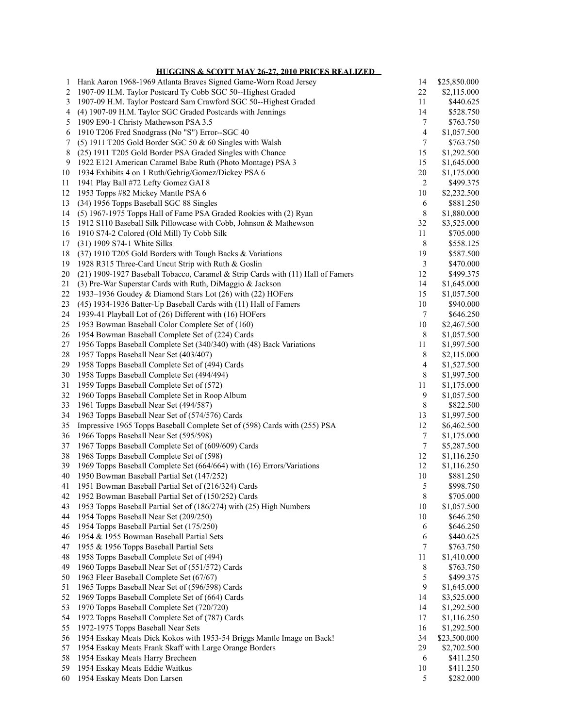**HUGGINS & SCOTT MAY 26-27, 2010 PRICES REALIZED**

| | | | |
|---|---|---|---|
| 1 | Hank Aaron 1968-1969 Atlanta Braves Signed Game-Worn Road Jersey | 14 | $25,850.000 |
| 2 | 1907-09 H.M. Taylor Postcard Ty Cobb SGC 50--Highest Graded | 22 | $2,115.000 |
| 3 | 1907-09 H.M. Taylor Postcard Sam Crawford SGC 50--Highest Graded | 11 | $440.625 |
| 4 | (4) 1907-09 H.M. Taylor SGC Graded Postcards with Jennings | 14 | $528.750 |
| 5 | 1909 E90-1 Christy Mathewson PSA 3.5 | 7 | $763.750 |
| 6 | 1910 T206 Fred Snodgrass (No "S") Error--SGC 40 | 4 | $1,057.500 |
| 7 | (5) 1911 T205 Gold Border SGC 50 & 60 Singles with Walsh | 7 | $763.750 |
| 8 | (25) 1911 T205 Gold Border PSA Graded Singles with Chance | 15 | $1,292.500 |
| 9 | 1922 E121 American Caramel Babe Ruth (Photo Montage) PSA 3 | 15 | $1,645.000 |
| 10 | 1934 Exhibits 4 on 1 Ruth/Gehrig/Gomez/Dickey PSA 6 | 20 | $1,175.000 |
| 11 | 1941 Play Ball #72 Lefty Gomez GAI 8 | 2 | $499.375 |
| 12 | 1953 Topps #82 Mickey Mantle PSA 6 | 10 | $2,232.500 |
| 13 | (34) 1956 Topps Baseball SGC 88 Singles | 6 | $881.250 |
| 14 | (5) 1967-1975 Topps Hall of Fame PSA Graded Rookies with (2) Ryan | 8 | $1,880.000 |
| 15 | 1912 S110 Baseball Silk Pillowcase with Cobb, Johnson & Mathewson | 32 | $3,525.000 |
| 16 | 1910 S74-2 Colored (Old Mill) Ty Cobb Silk | 11 | $705.000 |
| 17 | (31) 1909 S74-1 White Silks | 8 | $558.125 |
| 18 | (37) 1910 T205 Gold Borders with Tough Backs & Variations | 19 | $587.500 |
| 19 | 1928 R315 Three-Card Uncut Strip with Ruth & Goslin | 3 | $470.000 |
| 20 | (21) 1909-1927 Baseball Tobacco, Caramel & Strip Cards with (11) Hall of Famers | 12 | $499.375 |
| 21 | (3) Pre-War Superstar Cards with Ruth, DiMaggio & Jackson | 14 | $1,645.000 |
| 22 | 1933–1936 Goudey & Diamond Stars Lot (26) with (22) HOFers | 15 | $1,057.500 |
| 23 | (45) 1934-1936 Batter-Up Baseball Cards with (11) Hall of Famers | 10 | $940.000 |
| 24 | 1939-41 Playball Lot of (26) Different with (16) HOFers | 7 | $646.250 |
| 25 | 1953 Bowman Baseball Color Complete Set of (160) | 10 | $2,467.500 |
| 26 | 1954 Bowman Baseball Complete Set of (224) Cards | 8 | $1,057.500 |
| 27 | 1956 Topps Baseball Complete Set (340/340) with (48) Back Variations | 11 | $1,997.500 |
| 28 | 1957 Topps Baseball Near Set (403/407) | 8 | $2,115.000 |
| 29 | 1958 Topps Baseball Complete Set of (494) Cards | 4 | $1,527.500 |
| 30 | 1958 Topps Baseball Complete Set (494/494) | 8 | $1,997.500 |
| 31 | 1959 Topps Baseball Complete Set of (572) | 11 | $1,175.000 |
| 32 | 1960 Topps Baseball Complete Set in Roop Album | 9 | $1,057.500 |
| 33 | 1961 Topps Baseball Near Set (494/587) | 8 | $822.500 |
| 34 | 1963 Topps Baseball Near Set of (574/576) Cards | 13 | $1,997.500 |
| 35 | Impressive 1965 Topps Baseball Complete Set of (598) Cards with (255) PSA | 12 | $6,462.500 |
| 36 | 1966 Topps Baseball Near Set (595/598) | 7 | $1,175.000 |
| 37 | 1967 Topps Baseball Complete Set of (609/609) Cards | 7 | $5,287.500 |
| 38 | 1968 Topps Baseball Complete Set of (598) | 12 | $1,116.250 |
| 39 | 1969 Topps Baseball Complete Set (664/664) with (16) Errors/Variations | 12 | $1,116.250 |
| 40 | 1950 Bowman Baseball Partial Set (147/252) | 10 | $881.250 |
| 41 | 1951 Bowman Baseball Partial Set of (216/324) Cards | 5 | $998.750 |
| 42 | 1952 Bowman Baseball Partial Set of (150/252) Cards | 8 | $705.000 |
| 43 | 1953 Topps Baseball Partial Set of (186/274) with (25) High Numbers | 10 | $1,057.500 |
| 44 | 1954 Topps Baseball Near Set (209/250) | 10 | $646.250 |
| 45 | 1954 Topps Baseball Partial Set (175/250) | 6 | $646.250 |
| 46 | 1954 & 1955 Bowman Baseball Partial Sets | 6 | $440.625 |
| 47 | 1955 & 1956 Topps Baseball Partial Sets | 7 | $763.750 |
| 48 | 1958 Topps Baseball Complete Set of (494) | 11 | $1,410.000 |
| 49 | 1960 Topps Baseball Near Set of (551/572) Cards | 8 | $763.750 |
| 50 | 1963 Fleer Baseball Complete Set (67/67) | 5 | $499.375 |
| 51 | 1965 Topps Baseball Near Set of (596/598) Cards | 9 | $1,645.000 |
| 52 | 1969 Topps Baseball Complete Set of (664) Cards | 14 | $3,525.000 |
| 53 | 1970 Topps Baseball Complete Set (720/720) | 14 | $1,292.500 |
| 54 | 1972 Topps Baseball Complete Set of (787) Cards | 17 | $1,116.250 |
| 55 | 1972-1975 Topps Baseball Near Sets | 16 | $1,292.500 |
| 56 | 1954 Esskay Meats Dick Kokos with 1953-54 Briggs Mantle Image on Back! | 34 | $23,500.000 |
| 57 | 1954 Esskay Meats Frank Skaff with Large Orange Borders | 29 | $2,702.500 |
| 58 | 1954 Esskay Meats Harry Brecheen | 6 | $411.250 |
| 59 | 1954 Esskay Meats Eddie Waitkus | 10 | $411.250 |
| 60 | 1954 Esskay Meats Don Larsen | 5 | $282.000 |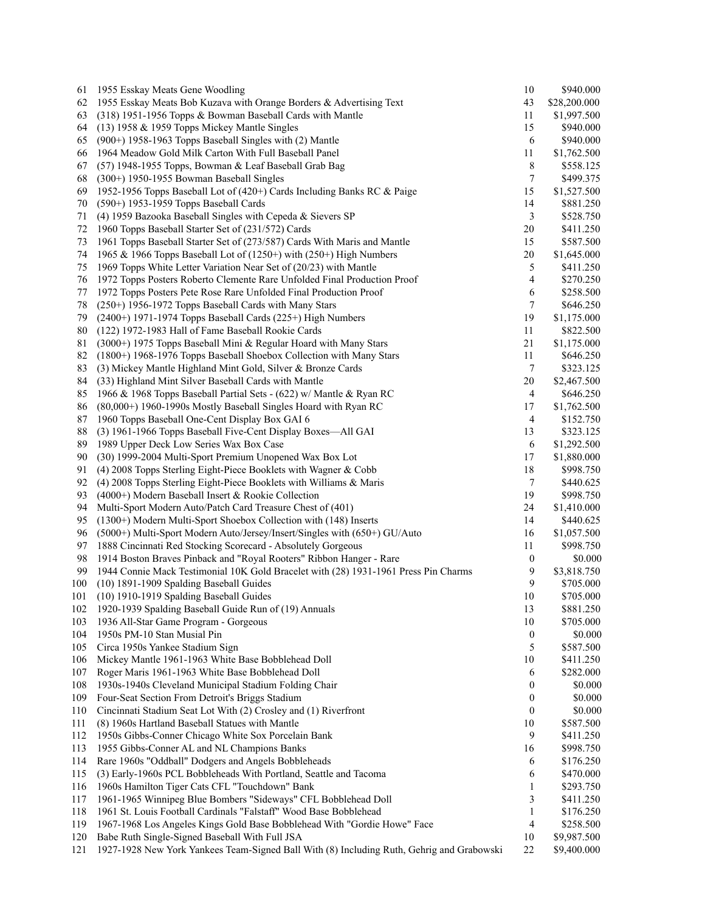| | | | |
|---|---|---|---|
| 61 | 1955 Esskay Meats Gene Woodling | 10 | $940.000 |
| 62 | 1955 Esskay Meats Bob Kuzava with Orange Borders & Advertising Text | 43 | $28,200.000 |
| 63 | (318) 1951-1956 Topps & Bowman Baseball Cards with Mantle | 11 | $1,997.500 |
| 64 | (13) 1958 & 1959 Topps Mickey Mantle Singles | 15 | $940.000 |
| 65 | (900+) 1958-1963 Topps Baseball Singles with (2) Mantle | 6 | $940.000 |
| 66 | 1964 Meadow Gold Milk Carton With Full Baseball Panel | 11 | $1,762.500 |
| 67 | (57) 1948-1955 Topps, Bowman & Leaf Baseball Grab Bag | 8 | $558.125 |
| 68 | (300+) 1950-1955 Bowman Baseball Singles | 7 | $499.375 |
| 69 | 1952-1956 Topps Baseball Lot of (420+) Cards Including Banks RC & Paige | 15 | $1,527.500 |
| 70 | (590+) 1953-1959 Topps Baseball Cards | 14 | $881.250 |
| 71 | (4) 1959 Bazooka Baseball Singles with Cepeda & Sievers SP | 3 | $528.750 |
| 72 | 1960 Topps Baseball Starter Set of (231/572) Cards | 20 | $411.250 |
| 73 | 1961 Topps Baseball Starter Set of (273/587) Cards With Maris and Mantle | 15 | $587.500 |
| 74 | 1965 & 1966 Topps Baseball Lot of (1250+) with (250+) High Numbers | 20 | $1,645.000 |
| 75 | 1969 Topps White Letter Variation Near Set of (20/23) with Mantle | 5 | $411.250 |
| 76 | 1972 Topps Posters Roberto Clemente Rare Unfolded Final Production Proof | 4 | $270.250 |
| 77 | 1972 Topps Posters Pete Rose Rare Unfolded Final Production Proof | 6 | $258.500 |
| 78 | (250+) 1956-1972 Topps Baseball Cards with Many Stars | 7 | $646.250 |
| 79 | (2400+) 1971-1974 Topps Baseball Cards (225+) High Numbers | 19 | $1,175.000 |
| 80 | (122) 1972-1983 Hall of Fame Baseball Rookie Cards | 11 | $822.500 |
| 81 | (3000+) 1975 Topps Baseball Mini & Regular Hoard with Many Stars | 21 | $1,175.000 |
| 82 | (1800+) 1968-1976 Topps Baseball Shoebox Collection with Many Stars | 11 | $646.250 |
| 83 | (3) Mickey Mantle Highland Mint Gold, Silver & Bronze Cards | 7 | $323.125 |
| 84 | (33) Highland Mint Silver Baseball Cards with Mantle | 20 | $2,467.500 |
| 85 | 1966 & 1968 Topps Baseball Partial Sets - (622) w/ Mantle & Ryan RC | 4 | $646.250 |
| 86 | (80,000+) 1960-1990s Mostly Baseball Singles Hoard with Ryan RC | 17 | $1,762.500 |
| 87 | 1960 Topps Baseball One-Cent Display Box GAI 6 | 4 | $152.750 |
| 88 | (3) 1961-1966 Topps Baseball Five-Cent Display Boxes—All GAI | 13 | $323.125 |
| 89 | 1989 Upper Deck Low Series Wax Box Case | 6 | $1,292.500 |
| 90 | (30) 1999-2004 Multi-Sport Premium Unopened Wax Box Lot | 17 | $1,880.000 |
| 91 | (4) 2008 Topps Sterling Eight-Piece Booklets with Wagner & Cobb | 18 | $998.750 |
| 92 | (4) 2008 Topps Sterling Eight-Piece Booklets with Williams & Maris | 7 | $440.625 |
| 93 | (4000+) Modern Baseball Insert & Rookie Collection | 19 | $998.750 |
| 94 | Multi-Sport Modern Auto/Patch Card Treasure Chest of (401) | 24 | $1,410.000 |
| 95 | (1300+) Modern Multi-Sport Shoebox Collection with (148) Inserts | 14 | $440.625 |
| 96 | (5000+) Multi-Sport Modern Auto/Jersey/Insert/Singles with (650+) GU/Auto | 16 | $1,057.500 |
| 97 | 1888 Cincinnati Red Stocking Scorecard - Absolutely Gorgeous | 11 | $998.750 |
| 98 | 1914 Boston Braves Pinback and "Royal Rooters" Ribbon Hanger - Rare | 0 | $0.000 |
| 99 | 1944 Connie Mack Testimonial 10K Gold Bracelet with (28) 1931-1961 Press Pin Charms | 9 | $3,818.750 |
| 100 | (10) 1891-1909 Spalding Baseball Guides | 9 | $705.000 |
| 101 | (10) 1910-1919 Spalding Baseball Guides | 10 | $705.000 |
| 102 | 1920-1939 Spalding Baseball Guide Run of (19) Annuals | 13 | $881.250 |
| 103 | 1936 All-Star Game Program - Gorgeous | 10 | $705.000 |
| 104 | 1950s PM-10 Stan Musial Pin | 0 | $0.000 |
| 105 | Circa 1950s Yankee Stadium Sign | 5 | $587.500 |
| 106 | Mickey Mantle 1961-1963 White Base Bobblehead Doll | 10 | $411.250 |
| 107 | Roger Maris 1961-1963 White Base Bobblehead Doll | 6 | $282.000 |
| 108 | 1930s-1940s Cleveland Municipal Stadium Folding Chair | 0 | $0.000 |
| 109 | Four-Seat Section From Detroit's Briggs Stadium | 0 | $0.000 |
| 110 | Cincinnati Stadium Seat Lot With (2) Crosley and (1) Riverfront | 0 | $0.000 |
| 111 | (8) 1960s Hartland Baseball Statues with Mantle | 10 | $587.500 |
| 112 | 1950s Gibbs-Conner Chicago White Sox Porcelain Bank | 9 | $411.250 |
| 113 | 1955 Gibbs-Conner AL and NL Champions Banks | 16 | $998.750 |
| 114 | Rare 1960s "Oddball" Dodgers and Angels Bobbleheads | 6 | $176.250 |
| 115 | (3) Early-1960s PCL Bobbleheads With Portland, Seattle and Tacoma | 6 | $470.000 |
| 116 | 1960s Hamilton Tiger Cats CFL "Touchdown" Bank | 1 | $293.750 |
| 117 | 1961-1965 Winnipeg Blue Bombers "Sideways" CFL Bobblehead Doll | 3 | $411.250 |
| 118 | 1961 St. Louis Football Cardinals "Falstaff" Wood Base Bobblehead | 1 | $176.250 |
| 119 | 1967-1968 Los Angeles Kings Gold Base Bobblehead With "Gordie Howe" Face | 4 | $258.500 |
| 120 | Babe Ruth Single-Signed Baseball With Full JSA | 10 | $9,987.500 |
| 121 | 1927-1928 New York Yankees Team-Signed Ball With (8) Including Ruth, Gehrig and Grabowski | 22 | $9,400.000 |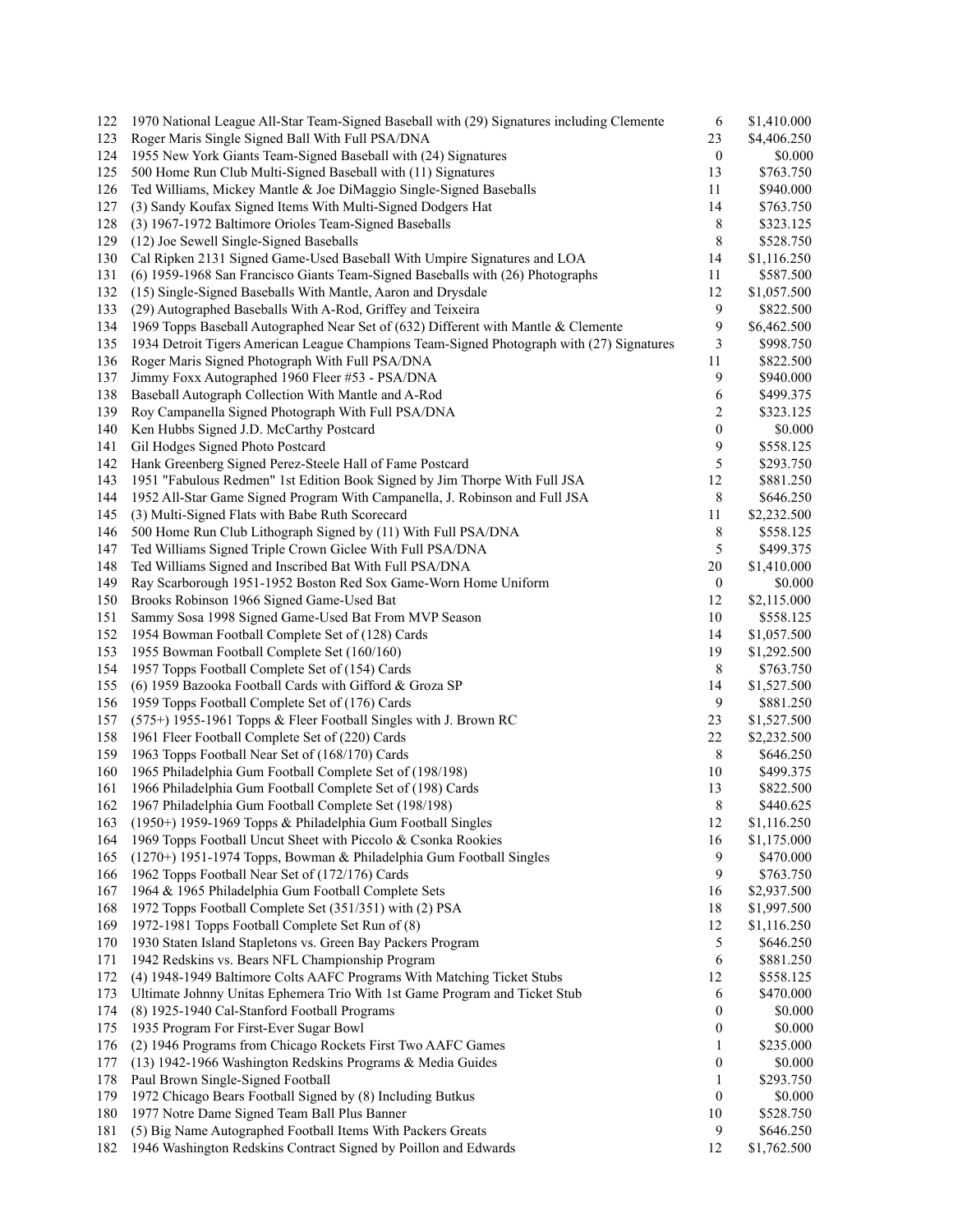| | | | |
|---|---|---|---|
| 122 | 1970 National League All-Star Team-Signed Baseball with (29) Signatures including Clemente | 6 | $1,410.000 |
| 123 | Roger Maris Single Signed Ball With Full PSA/DNA | 23 | $4,406.250 |
| 124 | 1955 New York Giants Team-Signed Baseball with (24) Signatures | 0 | $0.000 |
| 125 | 500 Home Run Club Multi-Signed Baseball with (11) Signatures | 13 | $763.750 |
| 126 | Ted Williams, Mickey Mantle & Joe DiMaggio Single-Signed Baseballs | 11 | $940.000 |
| 127 | (3) Sandy Koufax Signed Items With Multi-Signed Dodgers Hat | 14 | $763.750 |
| 128 | (3) 1967-1972 Baltimore Orioles Team-Signed Baseballs | 8 | $323.125 |
| 129 | (12) Joe Sewell Single-Signed Baseballs | 8 | $528.750 |
| 130 | Cal Ripken 2131 Signed Game-Used Baseball With Umpire Signatures and LOA | 14 | $1,116.250 |
| 131 | (6) 1959-1968 San Francisco Giants Team-Signed Baseballs with (26) Photographs | 11 | $587.500 |
| 132 | (15) Single-Signed Baseballs With Mantle, Aaron and Drysdale | 12 | $1,057.500 |
| 133 | (29) Autographed Baseballs With A-Rod, Griffey and Teixeira | 9 | $822.500 |
| 134 | 1969 Topps Baseball Autographed Near Set of (632) Different with Mantle & Clemente | 9 | $6,462.500 |
| 135 | 1934 Detroit Tigers American League Champions Team-Signed Photograph with (27) Signatures | 3 | $998.750 |
| 136 | Roger Maris Signed Photograph With Full PSA/DNA | 11 | $822.500 |
| 137 | Jimmy Foxx Autographed 1960 Fleer #53 - PSA/DNA | 9 | $940.000 |
| 138 | Baseball Autograph Collection With Mantle and A-Rod | 6 | $499.375 |
| 139 | Roy Campanella Signed Photograph With Full PSA/DNA | 2 | $323.125 |
| 140 | Ken Hubbs Signed J.D. McCarthy Postcard | 0 | $0.000 |
| 141 | Gil Hodges Signed Photo Postcard | 9 | $558.125 |
| 142 | Hank Greenberg Signed Perez-Steele Hall of Fame Postcard | 5 | $293.750 |
| 143 | 1951 "Fabulous Redmen" 1st Edition Book Signed by Jim Thorpe With Full JSA | 12 | $881.250 |
| 144 | 1952 All-Star Game Signed Program With Campanella, J. Robinson and Full JSA | 8 | $646.250 |
| 145 | (3) Multi-Signed Flats with Babe Ruth Scorecard | 11 | $2,232.500 |
| 146 | 500 Home Run Club Lithograph Signed by (11) With Full PSA/DNA | 8 | $558.125 |
| 147 | Ted Williams Signed Triple Crown Giclee With Full PSA/DNA | 5 | $499.375 |
| 148 | Ted Williams Signed and Inscribed Bat With Full PSA/DNA | 20 | $1,410.000 |
| 149 | Ray Scarborough 1951-1952 Boston Red Sox Game-Worn Home Uniform | 0 | $0.000 |
| 150 | Brooks Robinson 1966 Signed Game-Used Bat | 12 | $2,115.000 |
| 151 | Sammy Sosa 1998 Signed Game-Used Bat From MVP Season | 10 | $558.125 |
| 152 | 1954 Bowman Football Complete Set of (128) Cards | 14 | $1,057.500 |
| 153 | 1955 Bowman Football Complete Set (160/160) | 19 | $1,292.500 |
| 154 | 1957 Topps Football Complete Set of (154) Cards | 8 | $763.750 |
| 155 | (6) 1959 Bazooka Football Cards with Gifford & Groza SP | 14 | $1,527.500 |
| 156 | 1959 Topps Football Complete Set of (176) Cards | 9 | $881.250 |
| 157 | (575+) 1955-1961 Topps & Fleer Football Singles with J. Brown RC | 23 | $1,527.500 |
| 158 | 1961 Fleer Football Complete Set of (220) Cards | 22 | $2,232.500 |
| 159 | 1963 Topps Football Near Set of (168/170) Cards | 8 | $646.250 |
| 160 | 1965 Philadelphia Gum Football Complete Set of (198/198) | 10 | $499.375 |
| 161 | 1966 Philadelphia Gum Football Complete Set of (198) Cards | 13 | $822.500 |
| 162 | 1967 Philadelphia Gum Football Complete Set (198/198) | 8 | $440.625 |
| 163 | (1950+) 1959-1969 Topps & Philadelphia Gum Football Singles | 12 | $1,116.250 |
| 164 | 1969 Topps Football Uncut Sheet with Piccolo & Csonka Rookies | 16 | $1,175.000 |
| 165 | (1270+) 1951-1974 Topps, Bowman & Philadelphia Gum Football Singles | 9 | $470.000 |
| 166 | 1962 Topps Football Near Set of (172/176) Cards | 9 | $763.750 |
| 167 | 1964 & 1965 Philadelphia Gum Football Complete Sets | 16 | $2,937.500 |
| 168 | 1972 Topps Football Complete Set (351/351) with (2) PSA | 18 | $1,997.500 |
| 169 | 1972-1981 Topps Football Complete Set Run of (8) | 12 | $1,116.250 |
| 170 | 1930 Staten Island Stapletons vs. Green Bay Packers Program | 5 | $646.250 |
| 171 | 1942 Redskins vs. Bears NFL Championship Program | 6 | $881.250 |
| 172 | (4) 1948-1949 Baltimore Colts AAFC Programs With Matching Ticket Stubs | 12 | $558.125 |
| 173 | Ultimate Johnny Unitas Ephemera Trio With 1st Game Program and Ticket Stub | 6 | $470.000 |
| 174 | (8) 1925-1940 Cal-Stanford Football Programs | 0 | $0.000 |
| 175 | 1935 Program For First-Ever Sugar Bowl | 0 | $0.000 |
| 176 | (2) 1946 Programs from Chicago Rockets First Two AAFC Games | 1 | $235.000 |
| 177 | (13) 1942-1966 Washington Redskins Programs & Media Guides | 0 | $0.000 |
| 178 | Paul Brown Single-Signed Football | 1 | $293.750 |
| 179 | 1972 Chicago Bears Football Signed by (8) Including Butkus | 0 | $0.000 |
| 180 | 1977 Notre Dame Signed Team Ball Plus Banner | 10 | $528.750 |
| 181 | (5) Big Name Autographed Football Items With Packers Greats | 9 | $646.250 |
| 182 | 1946 Washington Redskins Contract Signed by Poillon and Edwards | 12 | $1,762.500 |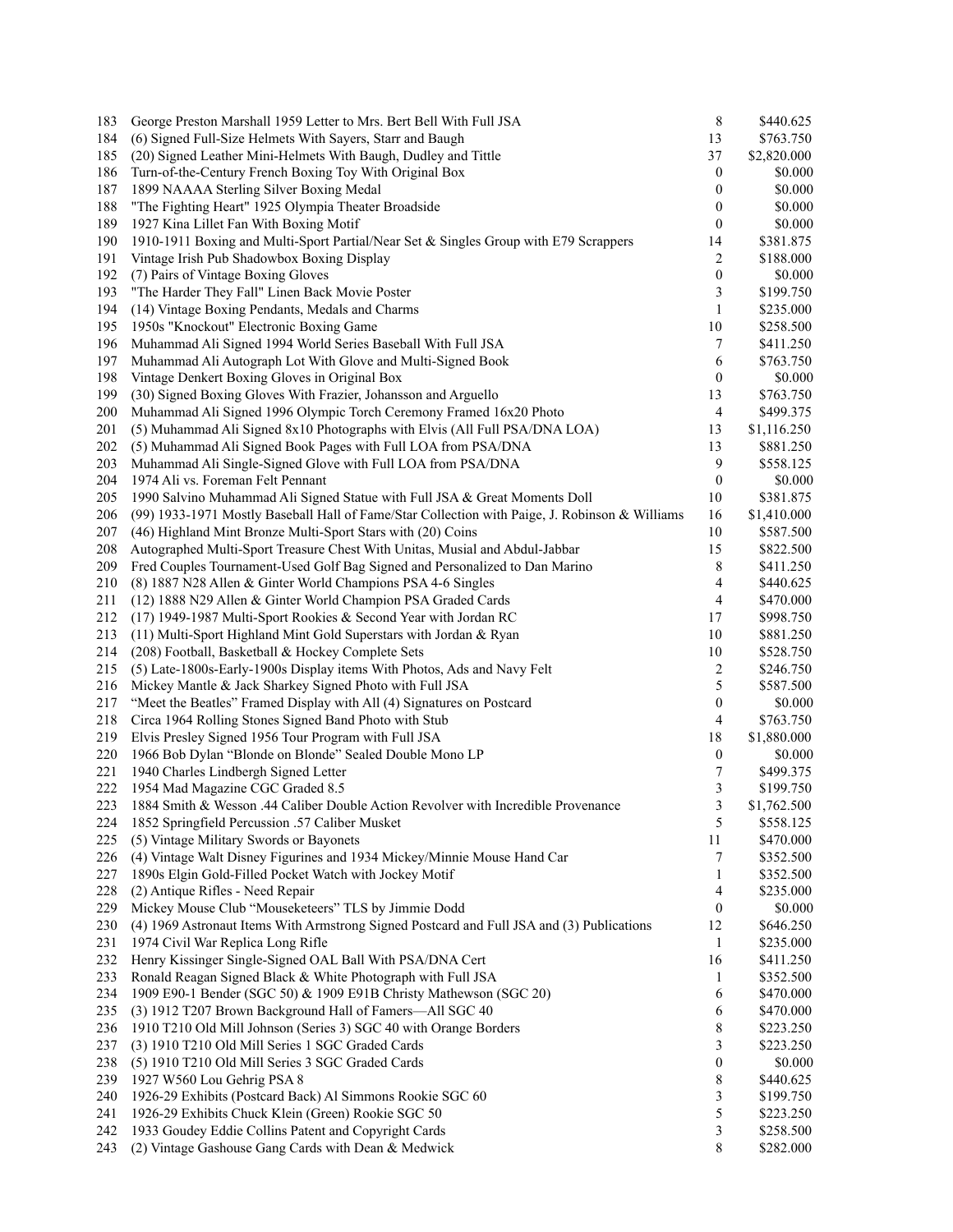| | | | |
|---|---|---|---|
| 183 | George Preston Marshall 1959 Letter to Mrs. Bert Bell With Full JSA | 8 | $440.625 |
| 184 | (6) Signed Full-Size Helmets With Sayers, Starr and Baugh | 13 | $763.750 |
| 185 | (20) Signed Leather Mini-Helmets With Baugh, Dudley and Tittle | 37 | $2,820.000 |
| 186 | Turn-of-the-Century French Boxing Toy With Original Box | 0 | $0.000 |
| 187 | 1899 NAAAA Sterling Silver Boxing Medal | 0 | $0.000 |
| 188 | "The Fighting Heart" 1925 Olympia Theater Broadside | 0 | $0.000 |
| 189 | 1927 Kina Lillet Fan With Boxing Motif | 0 | $0.000 |
| 190 | 1910-1911 Boxing and Multi-Sport Partial/Near Set & Singles Group with E79 Scrappers | 14 | $381.875 |
| 191 | Vintage Irish Pub Shadowbox Boxing Display | 2 | $188.000 |
| 192 | (7) Pairs of Vintage Boxing Gloves | 0 | $0.000 |
| 193 | "The Harder They Fall" Linen Back Movie Poster | 3 | $199.750 |
| 194 | (14) Vintage Boxing Pendants, Medals and Charms | 1 | $235.000 |
| 195 | 1950s "Knockout" Electronic Boxing Game | 10 | $258.500 |
| 196 | Muhammad Ali Signed 1994 World Series Baseball With Full JSA | 7 | $411.250 |
| 197 | Muhammad Ali Autograph Lot With Glove and Multi-Signed Book | 6 | $763.750 |
| 198 | Vintage Denkert Boxing Gloves in Original Box | 0 | $0.000 |
| 199 | (30) Signed Boxing Gloves With Frazier, Johansson and Arguello | 13 | $763.750 |
| 200 | Muhammad Ali Signed 1996 Olympic Torch Ceremony Framed 16x20 Photo | 4 | $499.375 |
| 201 | (5) Muhammad Ali Signed 8x10 Photographs with Elvis (All Full PSA/DNA LOA) | 13 | $1,116.250 |
| 202 | (5) Muhammad Ali Signed Book Pages with Full LOA from PSA/DNA | 13 | $881.250 |
| 203 | Muhammad Ali Single-Signed Glove with Full LOA from PSA/DNA | 9 | $558.125 |
| 204 | 1974 Ali vs. Foreman Felt Pennant | 0 | $0.000 |
| 205 | 1990 Salvino Muhammad Ali Signed Statue with Full JSA & Great Moments Doll | 10 | $381.875 |
| 206 | (99) 1933-1971 Mostly Baseball Hall of Fame/Star Collection with Paige, J. Robinson & Williams | 16 | $1,410.000 |
| 207 | (46) Highland Mint Bronze Multi-Sport Stars with (20) Coins | 10 | $587.500 |
| 208 | Autographed Multi-Sport Treasure Chest With Unitas, Musial and Abdul-Jabbar | 15 | $822.500 |
| 209 | Fred Couples Tournament-Used Golf Bag Signed and Personalized to Dan Marino | 8 | $411.250 |
| 210 | (8) 1887 N28 Allen & Ginter World Champions PSA 4-6 Singles | 4 | $440.625 |
| 211 | (12) 1888 N29 Allen & Ginter World Champion PSA Graded Cards | 4 | $470.000 |
| 212 | (17) 1949-1987 Multi-Sport Rookies & Second Year with Jordan RC | 17 | $998.750 |
| 213 | (11) Multi-Sport Highland Mint Gold Superstars with Jordan & Ryan | 10 | $881.250 |
| 214 | (208) Football, Basketball & Hockey Complete Sets | 10 | $528.750 |
| 215 | (5) Late-1800s-Early-1900s Display items With Photos, Ads and Navy Felt | 2 | $246.750 |
| 216 | Mickey Mantle & Jack Sharkey Signed Photo with Full JSA | 5 | $587.500 |
| 217 | "Meet the Beatles" Framed Display with All (4) Signatures on Postcard | 0 | $0.000 |
| 218 | Circa 1964 Rolling Stones Signed Band Photo with Stub | 4 | $763.750 |
| 219 | Elvis Presley Signed 1956 Tour Program with Full JSA | 18 | $1,880.000 |
| 220 | 1966 Bob Dylan "Blonde on Blonde" Sealed Double Mono LP | 0 | $0.000 |
| 221 | 1940 Charles Lindbergh Signed Letter | 7 | $499.375 |
| 222 | 1954 Mad Magazine CGC Graded 8.5 | 3 | $199.750 |
| 223 | 1884 Smith & Wesson .44 Caliber Double Action Revolver with Incredible Provenance | 3 | $1,762.500 |
| 224 | 1852 Springfield Percussion .57 Caliber Musket | 5 | $558.125 |
| 225 | (5) Vintage Military Swords or Bayonets | 11 | $470.000 |
| 226 | (4) Vintage Walt Disney Figurines and 1934 Mickey/Minnie Mouse Hand Car | 7 | $352.500 |
| 227 | 1890s Elgin Gold-Filled Pocket Watch with Jockey Motif | 1 | $352.500 |
| 228 | (2) Antique Rifles - Need Repair | 4 | $235.000 |
| 229 | Mickey Mouse Club "Mouseketeers" TLS by Jimmie Dodd | 0 | $0.000 |
| 230 | (4) 1969 Astronaut Items With Armstrong Signed Postcard and Full JSA and (3) Publications | 12 | $646.250 |
| 231 | 1974 Civil War Replica Long Rifle | 1 | $235.000 |
| 232 | Henry Kissinger Single-Signed OAL Ball With PSA/DNA Cert | 16 | $411.250 |
| 233 | Ronald Reagan Signed Black & White Photograph with Full JSA | 1 | $352.500 |
| 234 | 1909 E90-1 Bender (SGC 50) & 1909 E91B Christy Mathewson (SGC 20) | 6 | $470.000 |
| 235 | (3) 1912 T207 Brown Background Hall of Famers—All SGC 40 | 6 | $470.000 |
| 236 | 1910 T210 Old Mill Johnson (Series 3) SGC 40 with Orange Borders | 8 | $223.250 |
| 237 | (3) 1910 T210 Old Mill Series 1 SGC Graded Cards | 3 | $223.250 |
| 238 | (5) 1910 T210 Old Mill Series 3 SGC Graded Cards | 0 | $0.000 |
| 239 | 1927 W560 Lou Gehrig PSA 8 | 8 | $440.625 |
| 240 | 1926-29 Exhibits (Postcard Back) Al Simmons Rookie SGC 60 | 3 | $199.750 |
| 241 | 1926-29 Exhibits Chuck Klein (Green) Rookie SGC 50 | 5 | $223.250 |
| 242 | 1933 Goudey Eddie Collins Patent and Copyright Cards | 3 | $258.500 |
| 243 | (2) Vintage Gashouse Gang Cards with Dean & Medwick | 8 | $282.000 |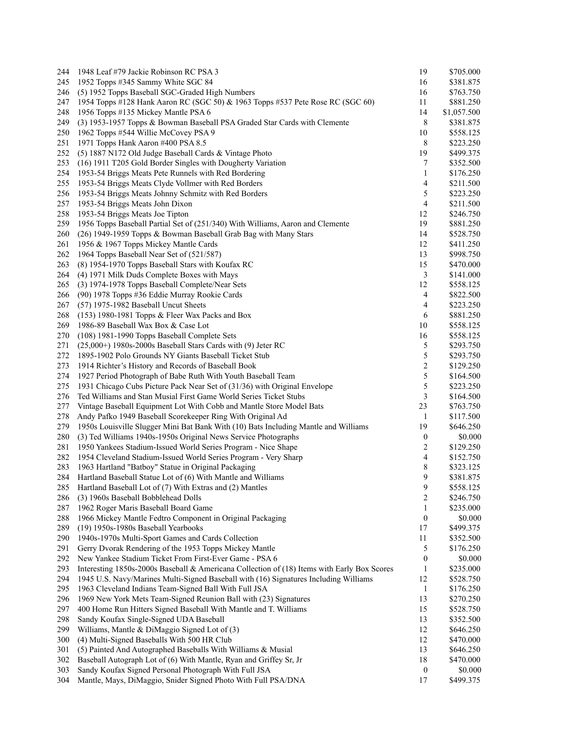| | | | |
|---|---|---|---|
| 244 | 1948 Leaf #79 Jackie Robinson RC PSA 3 | 19 | $705.000 |
| 245 | 1952 Topps #345 Sammy White SGC 84 | 16 | $381.875 |
| 246 | (5) 1952 Topps Baseball SGC-Graded High Numbers | 16 | $763.750 |
| 247 | 1954 Topps #128 Hank Aaron RC (SGC 50) & 1963 Topps #537 Pete Rose RC (SGC 60) | 11 | $881.250 |
| 248 | 1956 Topps #135 Mickey Mantle PSA 6 | 14 | $1,057.500 |
| 249 | (3) 1953-1957 Topps & Bowman Baseball PSA Graded Star Cards with Clemente | 8 | $381.875 |
| 250 | 1962 Topps #544 Willie McCovey PSA 9 | 10 | $558.125 |
| 251 | 1971 Topps Hank Aaron #400 PSA 8.5 | 8 | $223.250 |
| 252 | (5) 1887 N172 Old Judge Baseball Cards & Vintage Photo | 19 | $499.375 |
| 253 | (16) 1911 T205 Gold Border Singles with Dougherty Variation | 7 | $352.500 |
| 254 | 1953-54 Briggs Meats Pete Runnels with Red Bordering | 1 | $176.250 |
| 255 | 1953-54 Briggs Meats Clyde Vollmer with Red Borders | 4 | $211.500 |
| 256 | 1953-54 Briggs Meats Johnny Schmitz with Red Borders | 5 | $223.250 |
| 257 | 1953-54 Briggs Meats John Dixon | 4 | $211.500 |
| 258 | 1953-54 Briggs Meats Joe Tipton | 12 | $246.750 |
| 259 | 1956 Topps Baseball Partial Set of (251/340) With Williams, Aaron and Clemente | 19 | $881.250 |
| 260 | (26) 1949-1959 Topps & Bowman Baseball Grab Bag with Many Stars | 14 | $528.750 |
| 261 | 1956 & 1967 Topps Mickey Mantle Cards | 12 | $411.250 |
| 262 | 1964 Topps Baseball Near Set of (521/587) | 13 | $998.750 |
| 263 | (8) 1954-1970 Topps Baseball Stars with Koufax RC | 15 | $470.000 |
| 264 | (4) 1971 Milk Duds Complete Boxes with Mays | 3 | $141.000 |
| 265 | (3) 1974-1978 Topps Baseball Complete/Near Sets | 12 | $558.125 |
| 266 | (90) 1978 Topps #36 Eddie Murray Rookie Cards | 4 | $822.500 |
| 267 | (57) 1975-1982 Baseball Uncut Sheets | 4 | $223.250 |
| 268 | (153) 1980-1981 Topps & Fleer Wax Packs and Box | 6 | $881.250 |
| 269 | 1986-89 Baseball Wax Box & Case Lot | 10 | $558.125 |
| 270 | (108) 1981-1990 Topps Baseball Complete Sets | 16 | $558.125 |
| 271 | (25,000+) 1980s-2000s Baseball Stars Cards with (9) Jeter RC | 5 | $293.750 |
| 272 | 1895-1902 Polo Grounds NY Giants Baseball Ticket Stub | 5 | $293.750 |
| 273 | 1914 Richter's History and Records of Baseball Book | 2 | $129.250 |
| 274 | 1927 Period Photograph of Babe Ruth With Youth Baseball Team | 5 | $164.500 |
| 275 | 1931 Chicago Cubs Picture Pack Near Set of (31/36) with Original Envelope | 5 | $223.250 |
| 276 | Ted Williams and Stan Musial First Game World Series Ticket Stubs | 3 | $164.500 |
| 277 | Vintage Baseball Equipment Lot With Cobb and Mantle Store Model Bats | 23 | $763.750 |
| 278 | Andy Pafko 1949 Baseball Scorekeeper Ring With Original Ad | 1 | $117.500 |
| 279 | 1950s Louisville Slugger Mini Bat Bank With (10) Bats Including Mantle and Williams | 19 | $646.250 |
| 280 | (3) Ted Williams 1940s-1950s Original News Service Photographs | 0 | $0.000 |
| 281 | 1950 Yankees Stadium-Issued World Series Program - Nice Shape | 2 | $129.250 |
| 282 | 1954 Cleveland Stadium-Issued World Series Program - Very Sharp | 4 | $152.750 |
| 283 | 1963 Hartland "Batboy" Statue in Original Packaging | 8 | $323.125 |
| 284 | Hartland Baseball Statue Lot of (6) With Mantle and Williams | 9 | $381.875 |
| 285 | Hartland Baseball Lot of (7) With Extras and (2) Mantles | 9 | $558.125 |
| 286 | (3) 1960s Baseball Bobblehead Dolls | 2 | $246.750 |
| 287 | 1962 Roger Maris Baseball Board Game | 1 | $235.000 |
| 288 | 1966 Mickey Mantle Fedtro Component in Original Packaging | 0 | $0.000 |
| 289 | (19) 1950s-1980s Baseball Yearbooks | 17 | $499.375 |
| 290 | 1940s-1970s Multi-Sport Games and Cards Collection | 11 | $352.500 |
| 291 | Gerry Dvorak Rendering of the 1953 Topps Mickey Mantle | 5 | $176.250 |
| 292 | New Yankee Stadium Ticket From First-Ever Game - PSA 6 | 0 | $0.000 |
| 293 | Interesting 1850s-2000s Baseball & Americana Collection of (18) Items with Early Box Scores | 1 | $235.000 |
| 294 | 1945 U.S. Navy/Marines Multi-Signed Baseball with (16) Signatures Including Williams | 12 | $528.750 |
| 295 | 1963 Cleveland Indians Team-Signed Ball With Full JSA | 1 | $176.250 |
| 296 | 1969 New York Mets Team-Signed Reunion Ball with (23) Signatures | 13 | $270.250 |
| 297 | 400 Home Run Hitters Signed Baseball With Mantle and T. Williams | 15 | $528.750 |
| 298 | Sandy Koufax Single-Signed UDA Baseball | 13 | $352.500 |
| 299 | Williams, Mantle & DiMaggio Signed Lot of (3) | 12 | $646.250 |
| 300 | (4) Multi-Signed Baseballs With 500 HR Club | 12 | $470.000 |
| 301 | (5) Painted And Autographed Baseballs With Williams & Musial | 13 | $646.250 |
| 302 | Baseball Autograph Lot of (6) With Mantle, Ryan and Griffey Sr, Jr | 18 | $470.000 |
| 303 | Sandy Koufax Signed Personal Photograph With Full JSA | 0 | $0.000 |
| 304 | Mantle, Mays, DiMaggio, Snider Signed Photo With Full PSA/DNA | 17 | $499.375 |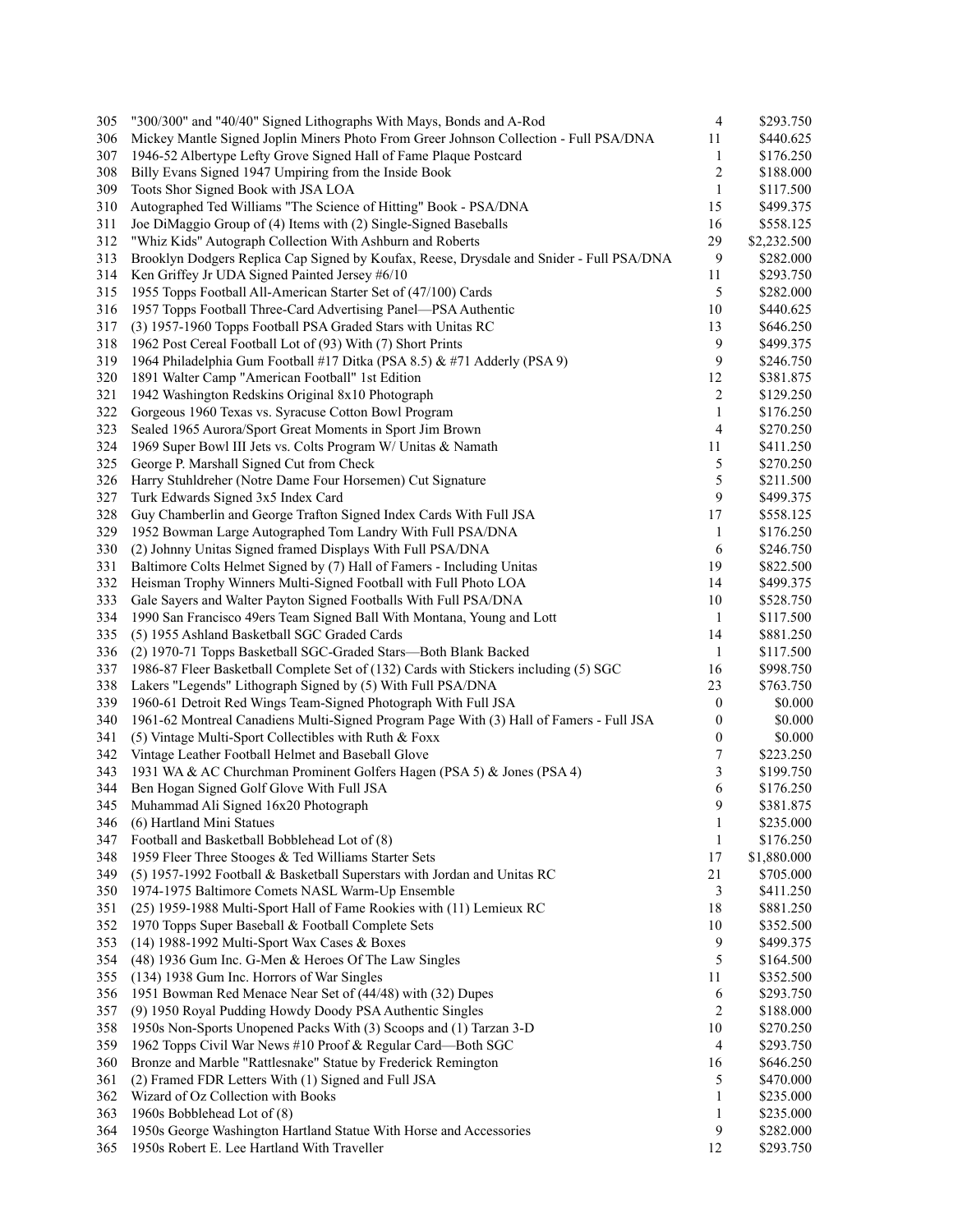| | | | |
|---|---|---|---|
| 305 | "300/300" and "40/40" Signed Lithographs With Mays, Bonds and A-Rod | 4 | $293.750 |
| 306 | Mickey Mantle Signed Joplin Miners Photo From Greer Johnson Collection - Full PSA/DNA | 11 | $440.625 |
| 307 | 1946-52 Albertype Lefty Grove Signed Hall of Fame Plaque Postcard | 1 | $176.250 |
| 308 | Billy Evans Signed 1947 Umpiring from the Inside Book | 2 | $188.000 |
| 309 | Toots Shor Signed Book with JSA LOA | 1 | $117.500 |
| 310 | Autographed Ted Williams "The Science of Hitting" Book - PSA/DNA | 15 | $499.375 |
| 311 | Joe DiMaggio Group of (4) Items with (2) Single-Signed Baseballs | 16 | $558.125 |
| 312 | "Whiz Kids" Autograph Collection With Ashburn and Roberts | 29 | $2,232.500 |
| 313 | Brooklyn Dodgers Replica Cap Signed by Koufax, Reese, Drysdale and Snider - Full PSA/DNA | 9 | $282.000 |
| 314 | Ken Griffey Jr UDA Signed Painted Jersey #6/10 | 11 | $293.750 |
| 315 | 1955 Topps Football All-American Starter Set of (47/100) Cards | 5 | $282.000 |
| 316 | 1957 Topps Football Three-Card Advertising Panel—PSA Authentic | 10 | $440.625 |
| 317 | (3) 1957-1960 Topps Football PSA Graded Stars with Unitas RC | 13 | $646.250 |
| 318 | 1962 Post Cereal Football Lot of (93) With (7) Short Prints | 9 | $499.375 |
| 319 | 1964 Philadelphia Gum Football #17 Ditka (PSA 8.5) & #71 Adderly (PSA 9) | 9 | $246.750 |
| 320 | 1891 Walter Camp "American Football" 1st Edition | 12 | $381.875 |
| 321 | 1942 Washington Redskins Original 8x10 Photograph | 2 | $129.250 |
| 322 | Gorgeous 1960 Texas vs. Syracuse Cotton Bowl Program | 1 | $176.250 |
| 323 | Sealed 1965 Aurora/Sport Great Moments in Sport Jim Brown | 4 | $270.250 |
| 324 | 1969 Super Bowl III Jets vs. Colts Program W/ Unitas & Namath | 11 | $411.250 |
| 325 | George P. Marshall Signed Cut from Check | 5 | $270.250 |
| 326 | Harry Stuhldreher (Notre Dame Four Horsemen) Cut Signature | 5 | $211.500 |
| 327 | Turk Edwards Signed 3x5 Index Card | 9 | $499.375 |
| 328 | Guy Chamberlin and George Trafton Signed Index Cards With Full JSA | 17 | $558.125 |
| 329 | 1952 Bowman Large Autographed Tom Landry With Full PSA/DNA | 1 | $176.250 |
| 330 | (2) Johnny Unitas Signed framed Displays With Full PSA/DNA | 6 | $246.750 |
| 331 | Baltimore Colts Helmet Signed by (7) Hall of Famers - Including Unitas | 19 | $822.500 |
| 332 | Heisman Trophy Winners Multi-Signed Football with Full Photo LOA | 14 | $499.375 |
| 333 | Gale Sayers and Walter Payton Signed Footballs With Full PSA/DNA | 10 | $528.750 |
| 334 | 1990 San Francisco 49ers Team Signed Ball With Montana, Young and Lott | 1 | $117.500 |
| 335 | (5) 1955 Ashland Basketball SGC Graded Cards | 14 | $881.250 |
| 336 | (2) 1970-71 Topps Basketball SGC-Graded Stars—Both Blank Backed | 1 | $117.500 |
| 337 | 1986-87 Fleer Basketball Complete Set of (132) Cards with Stickers including (5) SGC | 16 | $998.750 |
| 338 | Lakers "Legends" Lithograph Signed by (5) With Full PSA/DNA | 23 | $763.750 |
| 339 | 1960-61 Detroit Red Wings Team-Signed Photograph With Full JSA | 0 | $0.000 |
| 340 | 1961-62 Montreal Canadiens Multi-Signed Program Page With (3) Hall of Famers - Full JSA | 0 | $0.000 |
| 341 | (5) Vintage Multi-Sport Collectibles with Ruth & Foxx | 0 | $0.000 |
| 342 | Vintage Leather Football Helmet and Baseball Glove | 7 | $223.250 |
| 343 | 1931 WA & AC Churchman Prominent Golfers Hagen (PSA 5) & Jones (PSA 4) | 3 | $199.750 |
| 344 | Ben Hogan Signed Golf Glove With Full JSA | 6 | $176.250 |
| 345 | Muhammad Ali Signed 16x20 Photograph | 9 | $381.875 |
| 346 | (6) Hartland Mini Statues | 1 | $235.000 |
| 347 | Football and Basketball Bobblehead Lot of (8) | 1 | $176.250 |
| 348 | 1959 Fleer Three Stooges & Ted Williams Starter Sets | 17 | $1,880.000 |
| 349 | (5) 1957-1992 Football & Basketball Superstars with Jordan and Unitas RC | 21 | $705.000 |
| 350 | 1974-1975 Baltimore Comets NASL Warm-Up Ensemble | 3 | $411.250 |
| 351 | (25) 1959-1988 Multi-Sport Hall of Fame Rookies with (11) Lemieux RC | 18 | $881.250 |
| 352 | 1970 Topps Super Baseball & Football Complete Sets | 10 | $352.500 |
| 353 | (14) 1988-1992 Multi-Sport Wax Cases & Boxes | 9 | $499.375 |
| 354 | (48) 1936 Gum Inc. G-Men & Heroes Of The Law Singles | 5 | $164.500 |
| 355 | (134) 1938 Gum Inc. Horrors of War Singles | 11 | $352.500 |
| 356 | 1951 Bowman Red Menace Near Set of (44/48) with (32) Dupes | 6 | $293.750 |
| 357 | (9) 1950 Royal Pudding Howdy Doody PSA Authentic Singles | 2 | $188.000 |
| 358 | 1950s Non-Sports Unopened Packs With (3) Scoops and (1) Tarzan 3-D | 10 | $270.250 |
| 359 | 1962 Topps Civil War News #10 Proof & Regular Card—Both SGC | 4 | $293.750 |
| 360 | Bronze and Marble "Rattlesnake" Statue by Frederick Remington | 16 | $646.250 |
| 361 | (2) Framed FDR Letters With (1) Signed and Full JSA | 5 | $470.000 |
| 362 | Wizard of Oz Collection with Books | 1 | $235.000 |
| 363 | 1960s Bobblehead Lot of (8) | 1 | $235.000 |
| 364 | 1950s George Washington Hartland Statue With Horse and Accessories | 9 | $282.000 |
| 365 | 1950s Robert E. Lee Hartland With Traveller | 12 | $293.750 |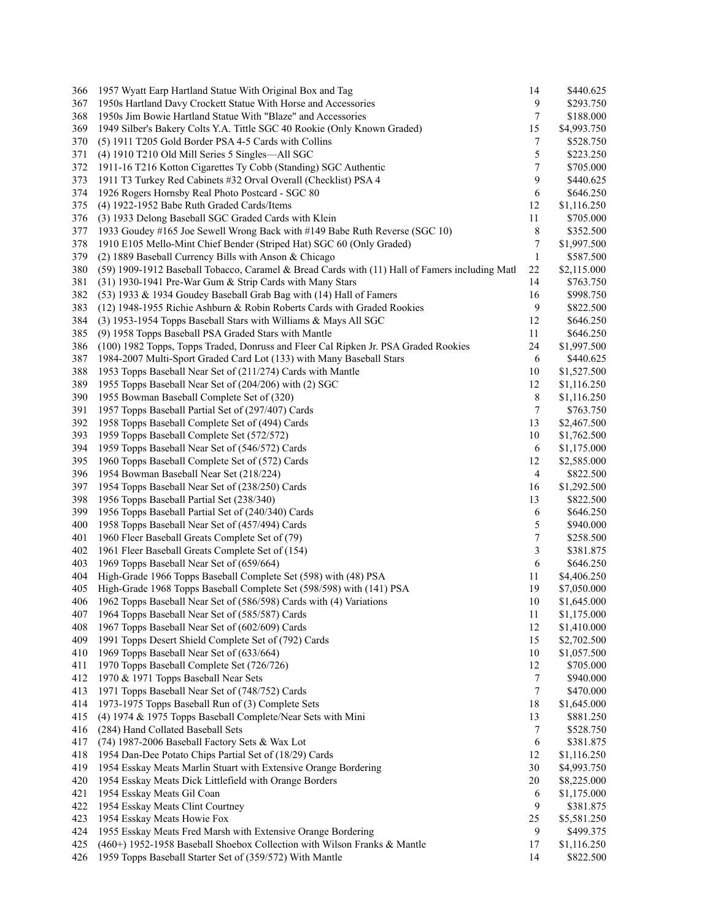| | | | |
|---|---|---|---|
| 366 | 1957 Wyatt Earp Hartland Statue With Original Box and Tag | 14 | $440.625 |
| 367 | 1950s Hartland Davy Crockett Statue With Horse and Accessories | 9 | $293.750 |
| 368 | 1950s Jim Bowie Hartland Statue With "Blaze" and Accessories | 7 | $188.000 |
| 369 | 1949 Silber's Bakery Colts Y.A. Tittle SGC 40 Rookie (Only Known Graded) | 15 | $4,993.750 |
| 370 | (5) 1911 T205 Gold Border PSA 4-5 Cards with Collins | 7 | $528.750 |
| 371 | (4) 1910 T210 Old Mill Series 5 Singles—All SGC | 5 | $223.250 |
| 372 | 1911-16 T216 Kotton Cigarettes Ty Cobb (Standing) SGC Authentic | 7 | $705.000 |
| 373 | 1911 T3 Turkey Red Cabinets #32 Orval Overall (Checklist) PSA 4 | 9 | $440.625 |
| 374 | 1926 Rogers Hornsby Real Photo Postcard - SGC 80 | 6 | $646.250 |
| 375 | (4) 1922-1952 Babe Ruth Graded Cards/Items | 12 | $1,116.250 |
| 376 | (3) 1933 Delong Baseball SGC Graded Cards with Klein | 11 | $705.000 |
| 377 | 1933 Goudey #165 Joe Sewell Wrong Back with #149 Babe Ruth Reverse (SGC 10) | 8 | $352.500 |
| 378 | 1910 E105 Mello-Mint Chief Bender (Striped Hat) SGC 60 (Only Graded) | 7 | $1,997.500 |
| 379 | (2) 1889 Baseball Currency Bills with Anson & Chicago | 1 | $587.500 |
| 380 | (59) 1909-1912 Baseball Tobacco, Caramel & Bread Cards with (11) Hall of Famers including Matl | 22 | $2,115.000 |
| 381 | (31) 1930-1941 Pre-War Gum & Strip Cards with Many Stars | 14 | $763.750 |
| 382 | (53) 1933 & 1934 Goudey Baseball Grab Bag with (14) Hall of Famers | 16 | $998.750 |
| 383 | (12) 1948-1955 Richie Ashburn & Robin Roberts Cards with Graded Rookies | 9 | $822.500 |
| 384 | (3) 1953-1954 Topps Baseball Stars with Williams & Mays All SGC | 12 | $646.250 |
| 385 | (9) 1958 Topps Baseball PSA Graded Stars with Mantle | 11 | $646.250 |
| 386 | (100) 1982 Topps, Topps Traded, Donruss and Fleer Cal Ripken Jr. PSA Graded Rookies | 24 | $1,997.500 |
| 387 | 1984-2007 Multi-Sport Graded Card Lot (133) with Many Baseball Stars | 6 | $440.625 |
| 388 | 1953 Topps Baseball Near Set of (211/274) Cards with Mantle | 10 | $1,527.500 |
| 389 | 1955 Topps Baseball Near Set of (204/206) with (2) SGC | 12 | $1,116.250 |
| 390 | 1955 Bowman Baseball Complete Set of (320) | 8 | $1,116.250 |
| 391 | 1957 Topps Baseball Partial Set of (297/407) Cards | 7 | $763.750 |
| 392 | 1958 Topps Baseball Complete Set of (494) Cards | 13 | $2,467.500 |
| 393 | 1959 Topps Baseball Complete Set (572/572) | 10 | $1,762.500 |
| 394 | 1959 Topps Baseball Near Set of (546/572) Cards | 6 | $1,175.000 |
| 395 | 1960 Topps Baseball Complete Set of (572) Cards | 12 | $2,585.000 |
| 396 | 1954 Bowman Baseball Near Set (218/224) | 4 | $822.500 |
| 397 | 1954 Topps Baseball Near Set of (238/250) Cards | 16 | $1,292.500 |
| 398 | 1956 Topps Baseball Partial Set (238/340) | 13 | $822.500 |
| 399 | 1956 Topps Baseball Partial Set of (240/340) Cards | 6 | $646.250 |
| 400 | 1958 Topps Baseball Near Set of (457/494) Cards | 5 | $940.000 |
| 401 | 1960 Fleer Baseball Greats Complete Set of (79) | 7 | $258.500 |
| 402 | 1961 Fleer Baseball Greats Complete Set of (154) | 3 | $381.875 |
| 403 | 1969 Topps Baseball Near Set of (659/664) | 6 | $646.250 |
| 404 | High-Grade 1966 Topps Baseball Complete Set (598) with (48) PSA | 11 | $4,406.250 |
| 405 | High-Grade 1968 Topps Baseball Complete Set (598/598) with (141) PSA | 19 | $7,050.000 |
| 406 | 1962 Topps Baseball Near Set of (586/598) Cards with (4) Variations | 10 | $1,645.000 |
| 407 | 1964 Topps Baseball Near Set of (585/587) Cards | 11 | $1,175.000 |
| 408 | 1967 Topps Baseball Near Set of (602/609) Cards | 12 | $1,410.000 |
| 409 | 1991 Topps Desert Shield Complete Set of (792) Cards | 15 | $2,702.500 |
| 410 | 1969 Topps Baseball Near Set of (633/664) | 10 | $1,057.500 |
| 411 | 1970 Topps Baseball Complete Set (726/726) | 12 | $705.000 |
| 412 | 1970 & 1971 Topps Baseball Near Sets | 7 | $940.000 |
| 413 | 1971 Topps Baseball Near Set of (748/752) Cards | 7 | $470.000 |
| 414 | 1973-1975 Topps Baseball Run of (3) Complete Sets | 18 | $1,645.000 |
| 415 | (4) 1974 & 1975 Topps Baseball Complete/Near Sets with Mini | 13 | $881.250 |
| 416 | (284) Hand Collated Baseball Sets | 7 | $528.750 |
| 417 | (74) 1987-2006 Baseball Factory Sets & Wax Lot | 6 | $381.875 |
| 418 | 1954 Dan-Dee Potato Chips Partial Set of (18/29) Cards | 12 | $1,116.250 |
| 419 | 1954 Esskay Meats Marlin Stuart with Extensive Orange Bordering | 30 | $4,993.750 |
| 420 | 1954 Esskay Meats Dick Littlefield with Orange Borders | 20 | $8,225.000 |
| 421 | 1954 Esskay Meats Gil Coan | 6 | $1,175.000 |
| 422 | 1954 Esskay Meats Clint Courtney | 9 | $381.875 |
| 423 | 1954 Esskay Meats Howie Fox | 25 | $5,581.250 |
| 424 | 1955 Esskay Meats Fred Marsh with Extensive Orange Bordering | 9 | $499.375 |
| 425 | (460+) 1952-1958 Baseball Shoebox Collection with Wilson Franks & Mantle | 17 | $1,116.250 |
| 426 | 1959 Topps Baseball Starter Set of (359/572) With Mantle | 14 | $822.500 |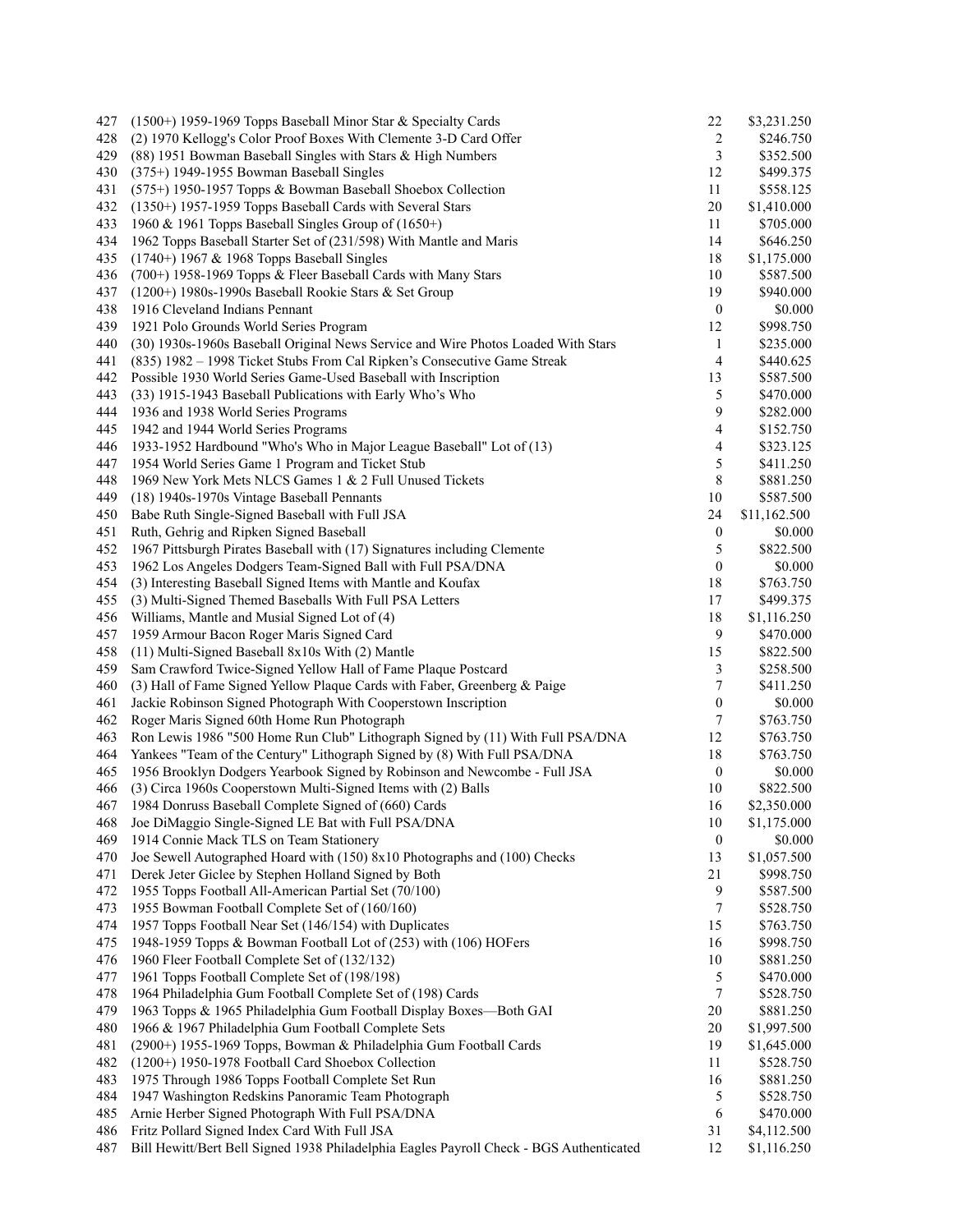| | | | |
|---|---|---|---|
| 427 | (1500+) 1959-1969 Topps Baseball Minor Star & Specialty Cards | 22 | $3,231.250 |
| 428 | (2) 1970 Kellogg's Color Proof Boxes With Clemente 3-D Card Offer | 2 | $246.750 |
| 429 | (88) 1951 Bowman Baseball Singles with Stars & High Numbers | 3 | $352.500 |
| 430 | (375+) 1949-1955 Bowman Baseball Singles | 12 | $499.375 |
| 431 | (575+) 1950-1957 Topps & Bowman Baseball Shoebox Collection | 11 | $558.125 |
| 432 | (1350+) 1957-1959 Topps Baseball Cards with Several Stars | 20 | $1,410.000 |
| 433 | 1960 & 1961 Topps Baseball Singles Group of (1650+) | 11 | $705.000 |
| 434 | 1962 Topps Baseball Starter Set of (231/598) With Mantle and Maris | 14 | $646.250 |
| 435 | (1740+) 1967 & 1968 Topps Baseball Singles | 18 | $1,175.000 |
| 436 | (700+) 1958-1969 Topps & Fleer Baseball Cards with Many Stars | 10 | $587.500 |
| 437 | (1200+) 1980s-1990s Baseball Rookie Stars & Set Group | 19 | $940.000 |
| 438 | 1916 Cleveland Indians Pennant | 0 | $0.000 |
| 439 | 1921 Polo Grounds World Series Program | 12 | $998.750 |
| 440 | (30) 1930s-1960s Baseball Original News Service and Wire Photos Loaded With Stars | 1 | $235.000 |
| 441 | (835) 1982 – 1998 Ticket Stubs From Cal Ripken's Consecutive Game Streak | 4 | $440.625 |
| 442 | Possible 1930 World Series Game-Used Baseball with Inscription | 13 | $587.500 |
| 443 | (33) 1915-1943 Baseball Publications with Early Who's Who | 5 | $470.000 |
| 444 | 1936 and 1938 World Series Programs | 9 | $282.000 |
| 445 | 1942 and 1944 World Series Programs | 4 | $152.750 |
| 446 | 1933-1952 Hardbound "Who's Who in Major League Baseball" Lot of (13) | 4 | $323.125 |
| 447 | 1954 World Series Game 1 Program and Ticket Stub | 5 | $411.250 |
| 448 | 1969 New York Mets NLCS Games 1 & 2 Full Unused Tickets | 8 | $881.250 |
| 449 | (18) 1940s-1970s Vintage Baseball Pennants | 10 | $587.500 |
| 450 | Babe Ruth Single-Signed Baseball with Full JSA | 24 | $11,162.500 |
| 451 | Ruth, Gehrig and Ripken Signed Baseball | 0 | $0.000 |
| 452 | 1967 Pittsburgh Pirates Baseball with (17) Signatures including Clemente | 5 | $822.500 |
| 453 | 1962 Los Angeles Dodgers Team-Signed Ball with Full PSA/DNA | 0 | $0.000 |
| 454 | (3) Interesting Baseball Signed Items with Mantle and Koufax | 18 | $763.750 |
| 455 | (3) Multi-Signed Themed Baseballs With Full PSA Letters | 17 | $499.375 |
| 456 | Williams, Mantle and Musial Signed Lot of (4) | 18 | $1,116.250 |
| 457 | 1959 Armour Bacon Roger Maris Signed Card | 9 | $470.000 |
| 458 | (11) Multi-Signed Baseball 8x10s With (2) Mantle | 15 | $822.500 |
| 459 | Sam Crawford Twice-Signed Yellow Hall of Fame Plaque Postcard | 3 | $258.500 |
| 460 | (3) Hall of Fame Signed Yellow Plaque Cards with Faber, Greenberg & Paige | 7 | $411.250 |
| 461 | Jackie Robinson Signed Photograph With Cooperstown Inscription | 0 | $0.000 |
| 462 | Roger Maris Signed 60th Home Run Photograph | 7 | $763.750 |
| 463 | Ron Lewis 1986 "500 Home Run Club" Lithograph Signed by (11) With Full PSA/DNA | 12 | $763.750 |
| 464 | Yankees "Team of the Century" Lithograph Signed by (8) With Full PSA/DNA | 18 | $763.750 |
| 465 | 1956 Brooklyn Dodgers Yearbook Signed by Robinson and Newcombe - Full JSA | 0 | $0.000 |
| 466 | (3) Circa 1960s Cooperstown Multi-Signed Items with (2) Balls | 10 | $822.500 |
| 467 | 1984 Donruss Baseball Complete Signed of (660) Cards | 16 | $2,350.000 |
| 468 | Joe DiMaggio Single-Signed LE Bat with Full PSA/DNA | 10 | $1,175.000 |
| 469 | 1914 Connie Mack TLS on Team Stationery | 0 | $0.000 |
| 470 | Joe Sewell Autographed Hoard with (150) 8x10 Photographs and (100) Checks | 13 | $1,057.500 |
| 471 | Derek Jeter Giclee by Stephen Holland Signed by Both | 21 | $998.750 |
| 472 | 1955 Topps Football All-American Partial Set (70/100) | 9 | $587.500 |
| 473 | 1955 Bowman Football Complete Set of (160/160) | 7 | $528.750 |
| 474 | 1957 Topps Football Near Set (146/154) with Duplicates | 15 | $763.750 |
| 475 | 1948-1959 Topps & Bowman Football Lot of (253) with (106) HOFers | 16 | $998.750 |
| 476 | 1960 Fleer Football Complete Set of (132/132) | 10 | $881.250 |
| 477 | 1961 Topps Football Complete Set of (198/198) | 5 | $470.000 |
| 478 | 1964 Philadelphia Gum Football Complete Set of (198) Cards | 7 | $528.750 |
| 479 | 1963 Topps & 1965 Philadelphia Gum Football Display Boxes—Both GAI | 20 | $881.250 |
| 480 | 1966 & 1967 Philadelphia Gum Football Complete Sets | 20 | $1,997.500 |
| 481 | (2900+) 1955-1969 Topps, Bowman & Philadelphia Gum Football Cards | 19 | $1,645.000 |
| 482 | (1200+) 1950-1978 Football Card Shoebox Collection | 11 | $528.750 |
| 483 | 1975 Through 1986 Topps Football Complete Set Run | 16 | $881.250 |
| 484 | 1947 Washington Redskins Panoramic Team Photograph | 5 | $528.750 |
| 485 | Arnie Herber Signed Photograph With Full PSA/DNA | 6 | $470.000 |
| 486 | Fritz Pollard Signed Index Card With Full JSA | 31 | $4,112.500 |
| 487 | Bill Hewitt/Bert Bell Signed 1938 Philadelphia Eagles Payroll Check - BGS Authenticated | 12 | $1,116.250 |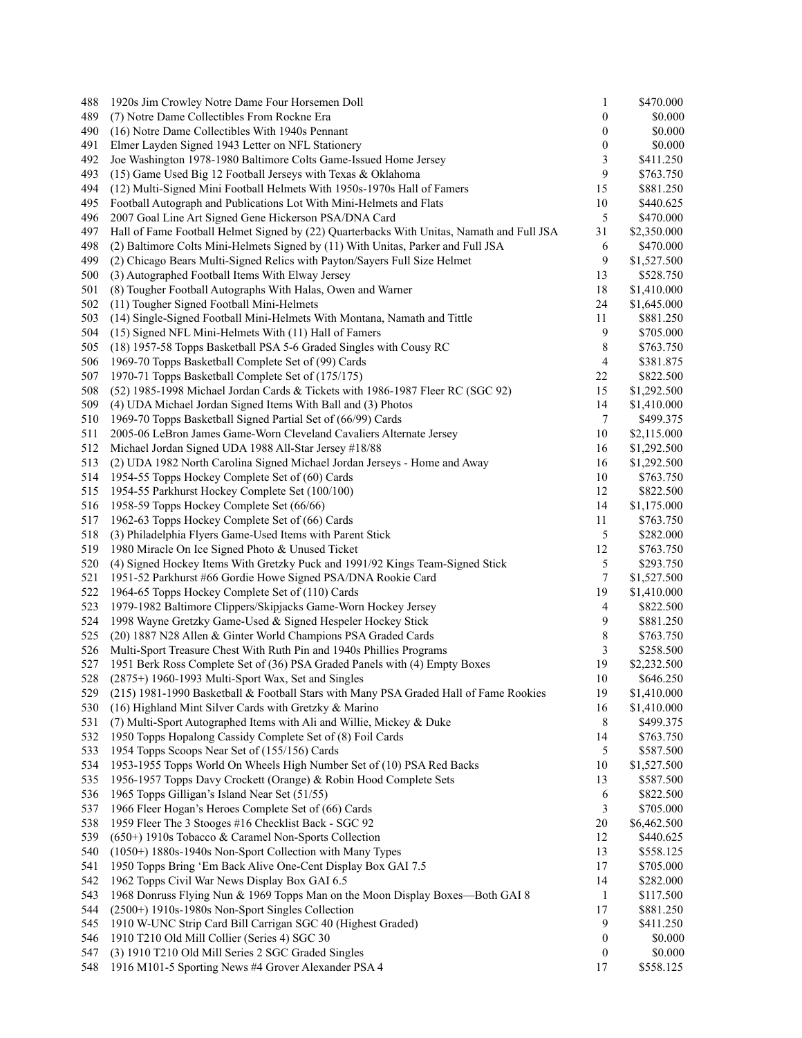| | | | |
|---|---|---|---|
| 488 | 1920s Jim Crowley Notre Dame Four Horsemen Doll | 1 | $470.000 |
| 489 | (7) Notre Dame Collectibles From Rockne Era | 0 | $0.000 |
| 490 | (16) Notre Dame Collectibles With 1940s Pennant | 0 | $0.000 |
| 491 | Elmer Layden Signed 1943 Letter on NFL Stationery | 0 | $0.000 |
| 492 | Joe Washington 1978-1980 Baltimore Colts Game-Issued Home Jersey | 3 | $411.250 |
| 493 | (15) Game Used Big 12 Football Jerseys with Texas & Oklahoma | 9 | $763.750 |
| 494 | (12) Multi-Signed Mini Football Helmets With 1950s-1970s Hall of Famers | 15 | $881.250 |
| 495 | Football Autograph and Publications Lot With Mini-Helmets and Flats | 10 | $440.625 |
| 496 | 2007 Goal Line Art Signed Gene Hickerson PSA/DNA Card | 5 | $470.000 |
| 497 | Hall of Fame Football Helmet Signed by (22) Quarterbacks With Unitas, Namath and Full JSA | 31 | $2,350.000 |
| 498 | (2) Baltimore Colts Mini-Helmets Signed by (11) With Unitas, Parker and Full JSA | 6 | $470.000 |
| 499 | (2) Chicago Bears Multi-Signed Relics with Payton/Sayers Full Size Helmet | 9 | $1,527.500 |
| 500 | (3) Autographed Football Items With Elway Jersey | 13 | $528.750 |
| 501 | (8) Tougher Football Autographs With Halas, Owen and Warner | 18 | $1,410.000 |
| 502 | (11) Tougher Signed Football Mini-Helmets | 24 | $1,645.000 |
| 503 | (14) Single-Signed Football Mini-Helmets With Montana, Namath and Tittle | 11 | $881.250 |
| 504 | (15) Signed NFL Mini-Helmets With (11) Hall of Famers | 9 | $705.000 |
| 505 | (18) 1957-58 Topps Basketball PSA 5-6 Graded Singles with Cousy RC | 8 | $763.750 |
| 506 | 1969-70 Topps Basketball Complete Set of (99) Cards | 4 | $381.875 |
| 507 | 1970-71 Topps Basketball Complete Set of (175/175) | 22 | $822.500 |
| 508 | (52) 1985-1998 Michael Jordan Cards & Tickets with 1986-1987 Fleer RC (SGC 92) | 15 | $1,292.500 |
| 509 | (4) UDA Michael Jordan Signed Items With Ball and (3) Photos | 14 | $1,410.000 |
| 510 | 1969-70 Topps Basketball Signed Partial Set of (66/99) Cards | 7 | $499.375 |
| 511 | 2005-06 LeBron James Game-Worn Cleveland Cavaliers Alternate Jersey | 10 | $2,115.000 |
| 512 | Michael Jordan Signed UDA 1988 All-Star Jersey #18/88 | 16 | $1,292.500 |
| 513 | (2) UDA 1982 North Carolina Signed Michael Jordan Jerseys - Home and Away | 16 | $1,292.500 |
| 514 | 1954-55 Topps Hockey Complete Set of (60) Cards | 10 | $763.750 |
| 515 | 1954-55 Parkhurst Hockey Complete Set (100/100) | 12 | $822.500 |
| 516 | 1958-59 Topps Hockey Complete Set (66/66) | 14 | $1,175.000 |
| 517 | 1962-63 Topps Hockey Complete Set of (66) Cards | 11 | $763.750 |
| 518 | (3) Philadelphia Flyers Game-Used Items with Parent Stick | 5 | $282.000 |
| 519 | 1980 Miracle On Ice Signed Photo & Unused Ticket | 12 | $763.750 |
| 520 | (4) Signed Hockey Items With Gretzky Puck and 1991/92 Kings Team-Signed Stick | 5 | $293.750 |
| 521 | 1951-52 Parkhurst #66 Gordie Howe Signed PSA/DNA Rookie Card | 7 | $1,527.500 |
| 522 | 1964-65 Topps Hockey Complete Set of (110) Cards | 19 | $1,410.000 |
| 523 | 1979-1982 Baltimore Clippers/Skipjacks Game-Worn Hockey Jersey | 4 | $822.500 |
| 524 | 1998 Wayne Gretzky Game-Used & Signed Hespeler Hockey Stick | 9 | $881.250 |
| 525 | (20) 1887 N28 Allen & Ginter World Champions PSA Graded Cards | 8 | $763.750 |
| 526 | Multi-Sport Treasure Chest With Ruth Pin and 1940s Phillies Programs | 3 | $258.500 |
| 527 | 1951 Berk Ross Complete Set of (36) PSA Graded Panels with (4) Empty Boxes | 19 | $2,232.500 |
| 528 | (2875+) 1960-1993 Multi-Sport Wax, Set and Singles | 10 | $646.250 |
| 529 | (215) 1981-1990 Basketball & Football Stars with Many PSA Graded Hall of Fame Rookies | 19 | $1,410.000 |
| 530 | (16) Highland Mint Silver Cards with Gretzky & Marino | 16 | $1,410.000 |
| 531 | (7) Multi-Sport Autographed Items with Ali and Willie, Mickey & Duke | 8 | $499.375 |
| 532 | 1950 Topps Hopalong Cassidy Complete Set of (8) Foil Cards | 14 | $763.750 |
| 533 | 1954 Topps Scoops Near Set of (155/156) Cards | 5 | $587.500 |
| 534 | 1953-1955 Topps World On Wheels High Number Set of (10) PSA Red Backs | 10 | $1,527.500 |
| 535 | 1956-1957 Topps Davy Crockett (Orange) & Robin Hood Complete Sets | 13 | $587.500 |
| 536 | 1965 Topps Gilligan's Island Near Set (51/55) | 6 | $822.500 |
| 537 | 1966 Fleer Hogan's Heroes Complete Set of (66) Cards | 3 | $705.000 |
| 538 | 1959 Fleer The 3 Stooges #16 Checklist Back - SGC 92 | 20 | $6,462.500 |
| 539 | (650+) 1910s Tobacco & Caramel Non-Sports Collection | 12 | $440.625 |
| 540 | (1050+) 1880s-1940s Non-Sport Collection with Many Types | 13 | $558.125 |
| 541 | 1950 Topps Bring 'Em Back Alive One-Cent Display Box GAI 7.5 | 17 | $705.000 |
| 542 | 1962 Topps Civil War News Display Box GAI 6.5 | 14 | $282.000 |
| 543 | 1968 Donruss Flying Nun & 1969 Topps Man on the Moon Display Boxes—Both GAI 8 | 1 | $117.500 |
| 544 | (2500+) 1910s-1980s Non-Sport Singles Collection | 17 | $881.250 |
| 545 | 1910 W-UNC Strip Card Bill Carrigan SGC 40 (Highest Graded) | 9 | $411.250 |
| 546 | 1910 T210 Old Mill Collier (Series 4) SGC 30 | 0 | $0.000 |
| 547 | (3) 1910 T210 Old Mill Series 2 SGC Graded Singles | 0 | $0.000 |
| 548 | 1916 M101-5 Sporting News #4 Grover Alexander PSA 4 | 17 | $558.125 |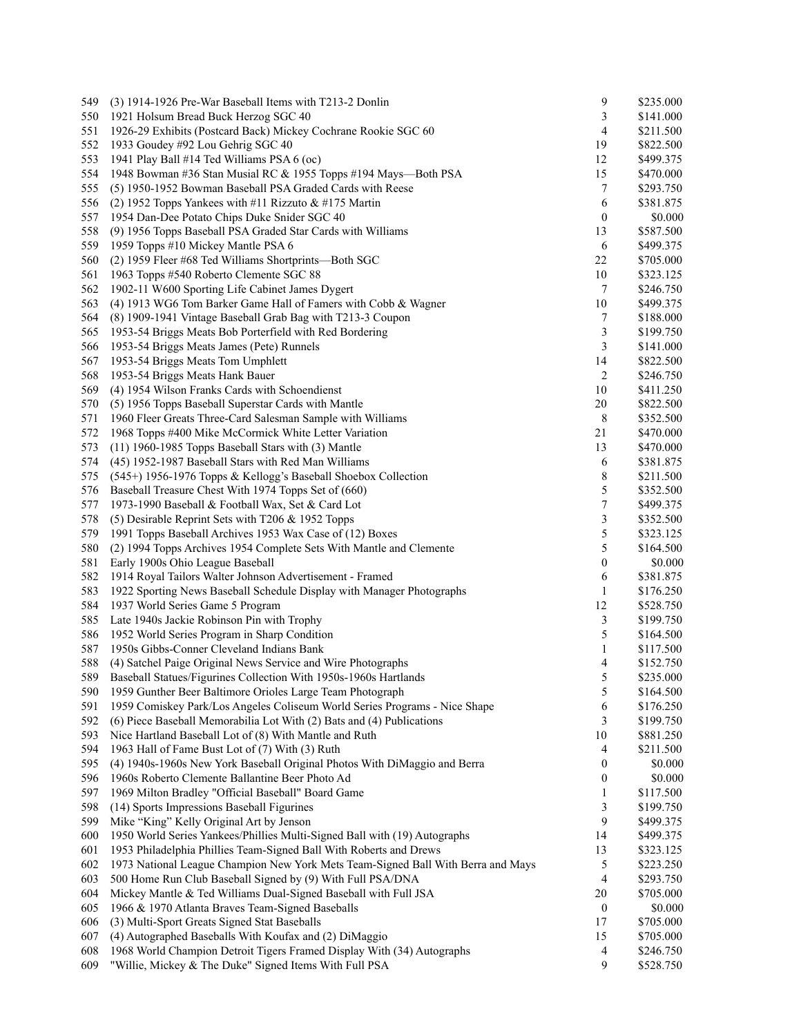| | | | |
|---|---|---|---|
| 549 | (3) 1914-1926 Pre-War Baseball Items with T213-2 Donlin | 9 | \$235.000 |
| 550 | 1921 Holsum Bread Buck Herzog SGC 40 | 3 | \$141.000 |
| 551 | 1926-29 Exhibits (Postcard Back) Mickey Cochrane Rookie SGC 60 | 4 | \$211.500 |
| 552 | 1933 Goudey #92 Lou Gehrig SGC 40 | 19 | \$822.500 |
| 553 | 1941 Play Ball #14 Ted Williams PSA 6 (oc) | 12 | \$499.375 |
| 554 | 1948 Bowman #36 Stan Musial RC & 1955 Topps #194 Mays—Both PSA | 15 | \$470.000 |
| 555 | (5) 1950-1952 Bowman Baseball PSA Graded Cards with Reese | 7 | \$293.750 |
| 556 | (2) 1952 Topps Yankees with #11 Rizzuto & #175 Martin | 6 | \$381.875 |
| 557 | 1954 Dan-Dee Potato Chips Duke Snider SGC 40 | 0 | \$0.000 |
| 558 | (9) 1956 Topps Baseball PSA Graded Star Cards with Williams | 13 | \$587.500 |
| 559 | 1959 Topps #10 Mickey Mantle PSA 6 | 6 | \$499.375 |
| 560 | (2) 1959 Fleer #68 Ted Williams Shortprints—Both SGC | 22 | \$705.000 |
| 561 | 1963 Topps #540 Roberto Clemente SGC 88 | 10 | \$323.125 |
| 562 | 1902-11 W600 Sporting Life Cabinet James Dygert | 7 | \$246.750 |
| 563 | (4) 1913 WG6 Tom Barker Game Hall of Famers with Cobb & Wagner | 10 | \$499.375 |
| 564 | (8) 1909-1941 Vintage Baseball Grab Bag with T213-3 Coupon | 7 | \$188.000 |
| 565 | 1953-54 Briggs Meats Bob Porterfield with Red Bordering | 3 | \$199.750 |
| 566 | 1953-54 Briggs Meats James (Pete) Runnels | 3 | \$141.000 |
| 567 | 1953-54 Briggs Meats Tom Umphlett | 14 | \$822.500 |
| 568 | 1953-54 Briggs Meats Hank Bauer | 2 | \$246.750 |
| 569 | (4) 1954 Wilson Franks Cards with Schoendienst | 10 | \$411.250 |
| 570 | (5) 1956 Topps Baseball Superstar Cards with Mantle | 20 | \$822.500 |
| 571 | 1960 Fleer Greats Three-Card Salesman Sample with Williams | 8 | \$352.500 |
| 572 | 1968 Topps #400 Mike McCormick White Letter Variation | 21 | \$470.000 |
| 573 | (11) 1960-1985 Topps Baseball Stars with (3) Mantle | 13 | \$470.000 |
| 574 | (45) 1952-1987 Baseball Stars with Red Man Williams | 6 | \$381.875 |
| 575 | (545+) 1956-1976 Topps & Kellogg's Baseball Shoebox Collection | 8 | \$211.500 |
| 576 | Baseball Treasure Chest With 1974 Topps Set of (660) | 5 | \$352.500 |
| 577 | 1973-1990 Baseball & Football Wax, Set & Card Lot | 7 | \$499.375 |
| 578 | (5) Desirable Reprint Sets with T206 & 1952 Topps | 3 | \$352.500 |
| 579 | 1991 Topps Baseball Archives 1953 Wax Case of (12) Boxes | 5 | \$323.125 |
| 580 | (2) 1994 Topps Archives 1954 Complete Sets With Mantle and Clemente | 5 | \$164.500 |
| 581 | Early 1900s Ohio League Baseball | 0 | \$0.000 |
| 582 | 1914 Royal Tailors Walter Johnson Advertisement - Framed | 6 | \$381.875 |
| 583 | 1922 Sporting News Baseball Schedule Display with Manager Photographs | 1 | \$176.250 |
| 584 | 1937 World Series Game 5 Program | 12 | \$528.750 |
| 585 | Late 1940s Jackie Robinson Pin with Trophy | 3 | \$199.750 |
| 586 | 1952 World Series Program in Sharp Condition | 5 | \$164.500 |
| 587 | 1950s Gibbs-Conner Cleveland Indians Bank | 1 | \$117.500 |
| 588 | (4) Satchel Paige Original News Service and Wire Photographs | 4 | \$152.750 |
| 589 | Baseball Statues/Figurines Collection With 1950s-1960s Hartlands | 5 | \$235.000 |
| 590 | 1959 Gunther Beer Baltimore Orioles Large Team Photograph | 5 | \$164.500 |
| 591 | 1959 Comiskey Park/Los Angeles Coliseum World Series Programs - Nice Shape | 6 | \$176.250 |
| 592 | (6) Piece Baseball Memorabilia Lot With (2) Bats and (4) Publications | 3 | \$199.750 |
| 593 | Nice Hartland Baseball Lot of (8) With Mantle and Ruth | 10 | \$881.250 |
| 594 | 1963 Hall of Fame Bust Lot of (7) With (3) Ruth | 4 | \$211.500 |
| 595 | (4) 1940s-1960s New York Baseball Original Photos With DiMaggio and Berra | 0 | \$0.000 |
| 596 | 1960s Roberto Clemente Ballantine Beer Photo Ad | 0 | \$0.000 |
| 597 | 1969 Milton Bradley "Official Baseball" Board Game | 1 | \$117.500 |
| 598 | (14) Sports Impressions Baseball Figurines | 3 | \$199.750 |
| 599 | Mike "King" Kelly Original Art by Jenson | 9 | \$499.375 |
| 600 | 1950 World Series Yankees/Phillies Multi-Signed Ball with (19) Autographs | 14 | \$499.375 |
| 601 | 1953 Philadelphia Phillies Team-Signed Ball With Roberts and Drews | 13 | \$323.125 |
| 602 | 1973 National League Champion New York Mets Team-Signed Ball With Berra and Mays | 5 | \$223.250 |
| 603 | 500 Home Run Club Baseball Signed by (9) With Full PSA/DNA | 4 | \$293.750 |
| 604 | Mickey Mantle & Ted Williams Dual-Signed Baseball with Full JSA | 20 | \$705.000 |
| 605 | 1966 & 1970 Atlanta Braves Team-Signed Baseballs | 0 | \$0.000 |
| 606 | (3) Multi-Sport Greats Signed Stat Baseballs | 17 | \$705.000 |
| 607 | (4) Autographed Baseballs With Koufax and (2) DiMaggio | 15 | \$705.000 |
| 608 | 1968 World Champion Detroit Tigers Framed Display With (34) Autographs | 4 | \$246.750 |
| 609 | "Willie, Mickey & The Duke" Signed Items With Full PSA | 9 | \$528.750 |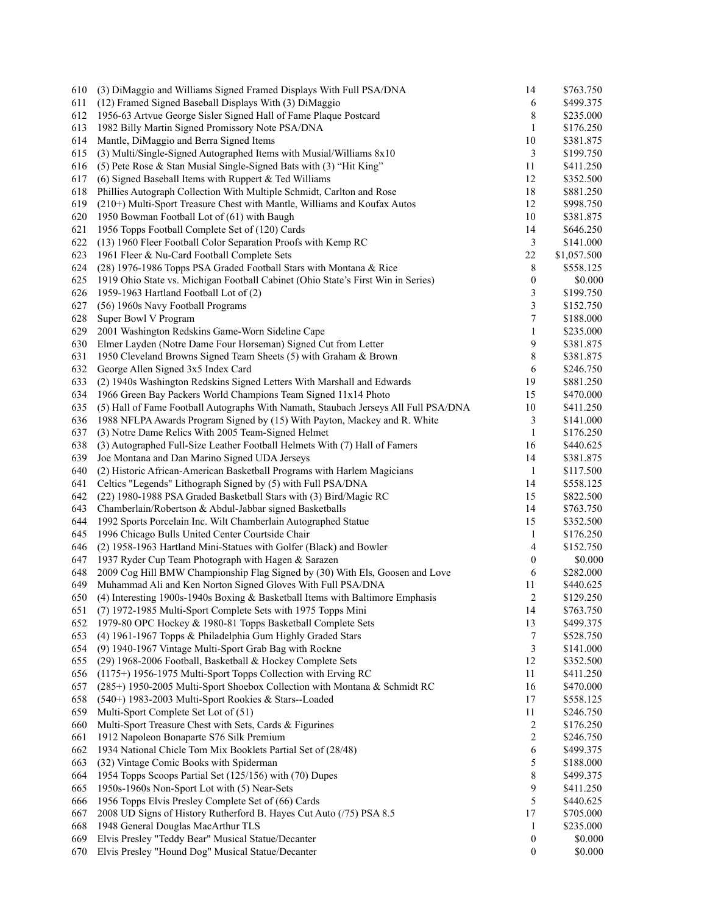| | | | |
|---|---|---|---|
| 610 | (3) DiMaggio and Williams Signed Framed Displays With Full PSA/DNA | 14 | $763.750 |
| 611 | (12) Framed Signed Baseball Displays With (3) DiMaggio | 6 | $499.375 |
| 612 | 1956-63 Artvue George Sisler Signed Hall of Fame Plaque Postcard | 8 | $235.000 |
| 613 | 1982 Billy Martin Signed Promissory Note PSA/DNA | 1 | $176.250 |
| 614 | Mantle, DiMaggio and Berra Signed Items | 10 | $381.875 |
| 615 | (3) Multi/Single-Signed Autographed Items with Musial/Williams 8x10 | 3 | $199.750 |
| 616 | (5) Pete Rose & Stan Musial Single-Signed Bats with (3) "Hit King" | 11 | $411.250 |
| 617 | (6) Signed Baseball Items with Ruppert & Ted Williams | 12 | $352.500 |
| 618 | Phillies Autograph Collection With Multiple Schmidt, Carlton and Rose | 18 | $881.250 |
| 619 | (210+) Multi-Sport Treasure Chest with Mantle, Williams and Koufax Autos | 12 | $998.750 |
| 620 | 1950 Bowman Football Lot of (61) with Baugh | 10 | $381.875 |
| 621 | 1956 Topps Football Complete Set of (120) Cards | 14 | $646.250 |
| 622 | (13) 1960 Fleer Football Color Separation Proofs with Kemp RC | 3 | $141.000 |
| 623 | 1961 Fleer & Nu-Card Football Complete Sets | 22 | $1,057.500 |
| 624 | (28) 1976-1986 Topps PSA Graded Football Stars with Montana & Rice | 8 | $558.125 |
| 625 | 1919 Ohio State vs. Michigan Football Cabinet (Ohio State's First Win in Series) | 0 | $0.000 |
| 626 | 1959-1963 Hartland Football Lot of (2) | 3 | $199.750 |
| 627 | (56) 1960s Navy Football Programs | 3 | $152.750 |
| 628 | Super Bowl V Program | 7 | $188.000 |
| 629 | 2001 Washington Redskins Game-Worn Sideline Cape | 1 | $235.000 |
| 630 | Elmer Layden (Notre Dame Four Horseman) Signed Cut from Letter | 9 | $381.875 |
| 631 | 1950 Cleveland Browns Signed Team Sheets (5) with Graham & Brown | 8 | $381.875 |
| 632 | George Allen Signed 3x5 Index Card | 6 | $246.750 |
| 633 | (2) 1940s Washington Redskins Signed Letters With Marshall and Edwards | 19 | $881.250 |
| 634 | 1966 Green Bay Packers World Champions Team Signed 11x14 Photo | 15 | $470.000 |
| 635 | (5) Hall of Fame Football Autographs With Namath, Staubach Jerseys All Full PSA/DNA | 10 | $411.250 |
| 636 | 1988 NFLPA Awards Program Signed by (15) With Payton, Mackey and R. White | 3 | $141.000 |
| 637 | (3) Notre Dame Relics With 2005 Team-Signed Helmet | 1 | $176.250 |
| 638 | (3) Autographed Full-Size Leather Football Helmets With (7) Hall of Famers | 16 | $440.625 |
| 639 | Joe Montana and Dan Marino Signed UDA Jerseys | 14 | $381.875 |
| 640 | (2) Historic African-American Basketball Programs with Harlem Magicians | 1 | $117.500 |
| 641 | Celtics "Legends" Lithograph Signed by (5) with Full PSA/DNA | 14 | $558.125 |
| 642 | (22) 1980-1988 PSA Graded Basketball Stars with (3) Bird/Magic RC | 15 | $822.500 |
| 643 | Chamberlain/Robertson & Abdul-Jabbar signed Basketballs | 14 | $763.750 |
| 644 | 1992 Sports Porcelain Inc. Wilt Chamberlain Autographed Statue | 15 | $352.500 |
| 645 | 1996 Chicago Bulls United Center Courtside Chair | 1 | $176.250 |
| 646 | (2) 1958-1963 Hartland Mini-Statues with Golfer (Black) and Bowler | 4 | $152.750 |
| 647 | 1937 Ryder Cup Team Photograph with Hagen & Sarazen | 0 | $0.000 |
| 648 | 2009 Cog Hill BMW Championship Flag Signed by (30) With Els, Goosen and Love | 6 | $282.000 |
| 649 | Muhammad Ali and Ken Norton Signed Gloves With Full PSA/DNA | 11 | $440.625 |
| 650 | (4) Interesting 1900s-1940s Boxing & Basketball Items with Baltimore Emphasis | 2 | $129.250 |
| 651 | (7) 1972-1985 Multi-Sport Complete Sets with 1975 Topps Mini | 14 | $763.750 |
| 652 | 1979-80 OPC Hockey & 1980-81 Topps Basketball Complete Sets | 13 | $499.375 |
| 653 | (4) 1961-1967 Topps & Philadelphia Gum Highly Graded Stars | 7 | $528.750 |
| 654 | (9) 1940-1967 Vintage Multi-Sport Grab Bag with Rockne | 3 | $141.000 |
| 655 | (29) 1968-2006 Football, Basketball & Hockey Complete Sets | 12 | $352.500 |
| 656 | (1175+) 1956-1975 Multi-Sport Topps Collection with Erving RC | 11 | $411.250 |
| 657 | (285+) 1950-2005 Multi-Sport Shoebox Collection with Montana & Schmidt RC | 16 | $470.000 |
| 658 | (540+) 1983-2003 Multi-Sport Rookies & Stars--Loaded | 17 | $558.125 |
| 659 | Multi-Sport Complete Set Lot of (51) | 11 | $246.750 |
| 660 | Multi-Sport Treasure Chest with Sets, Cards & Figurines | 2 | $176.250 |
| 661 | 1912 Napoleon Bonaparte S76 Silk Premium | 2 | $246.750 |
| 662 | 1934 National Chicle Tom Mix Booklets Partial Set of (28/48) | 6 | $499.375 |
| 663 | (32) Vintage Comic Books with Spiderman | 5 | $188.000 |
| 664 | 1954 Topps Scoops Partial Set (125/156) with (70) Dupes | 8 | $499.375 |
| 665 | 1950s-1960s Non-Sport Lot with (5) Near-Sets | 9 | $411.250 |
| 666 | 1956 Topps Elvis Presley Complete Set of (66) Cards | 5 | $440.625 |
| 667 | 2008 UD Signs of History Rutherford B. Hayes Cut Auto (/75) PSA 8.5 | 17 | $705.000 |
| 668 | 1948 General Douglas MacArthur TLS | 1 | $235.000 |
| 669 | Elvis Presley "Teddy Bear" Musical Statue/Decanter | 0 | $0.000 |
| 670 | Elvis Presley "Hound Dog" Musical Statue/Decanter | 0 | $0.000 |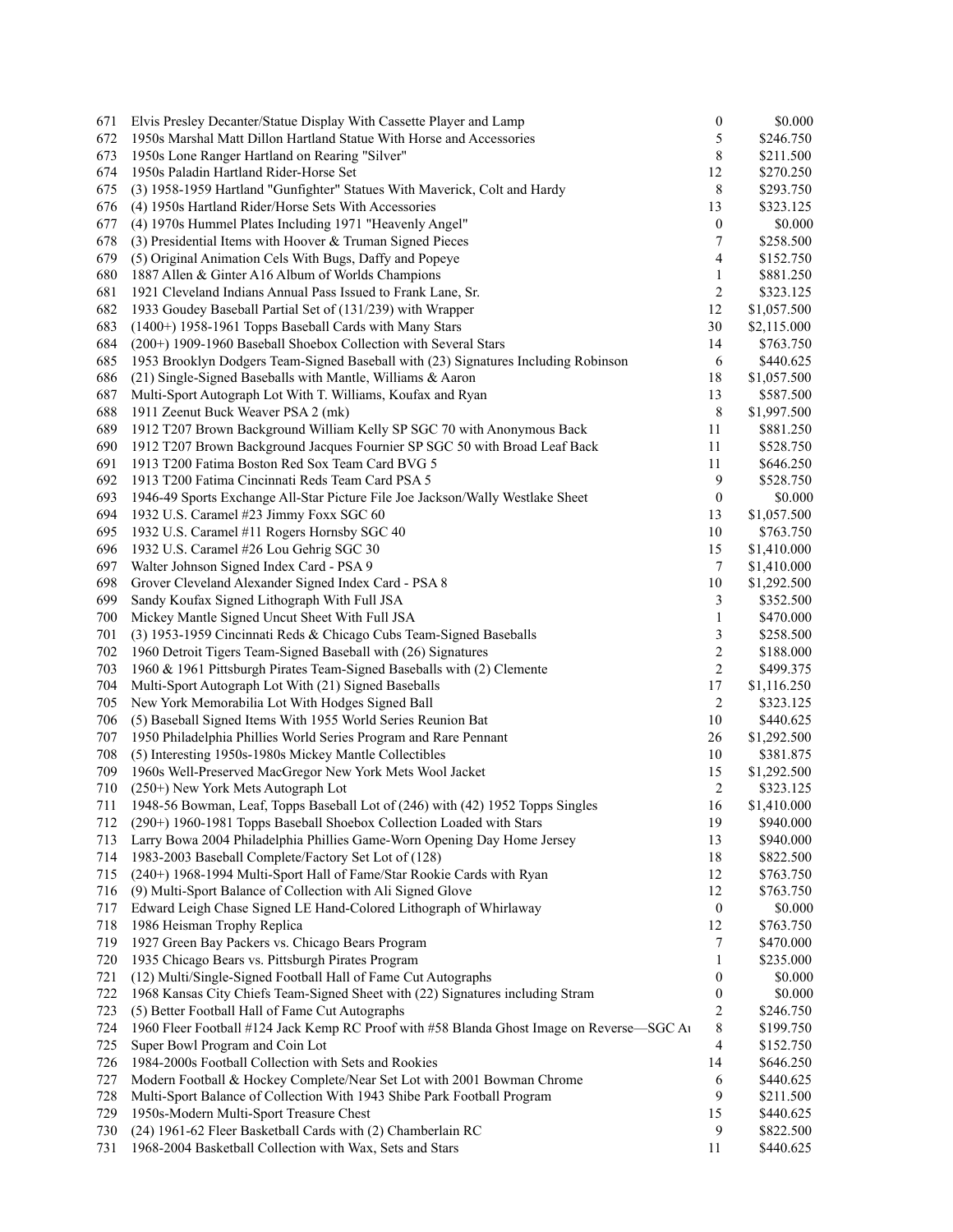| | | | |
|---|---|---|---|
| 671 | Elvis Presley Decanter/Statue Display With Cassette Player and Lamp | 0 | $0.000 |
| 672 | 1950s Marshal Matt Dillon Hartland Statue With Horse and Accessories | 5 | $246.750 |
| 673 | 1950s Lone Ranger Hartland on Rearing "Silver" | 8 | $211.500 |
| 674 | 1950s Paladin Hartland Rider-Horse Set | 12 | $270.250 |
| 675 | (3) 1958-1959 Hartland "Gunfighter" Statues With Maverick, Colt and Hardy | 8 | $293.750 |
| 676 | (4) 1950s Hartland Rider/Horse Sets With Accessories | 13 | $323.125 |
| 677 | (4) 1970s Hummel Plates Including 1971 "Heavenly Angel" | 0 | $0.000 |
| 678 | (3) Presidential Items with Hoover & Truman Signed Pieces | 7 | $258.500 |
| 679 | (5) Original Animation Cels With Bugs, Daffy and Popeye | 4 | $152.750 |
| 680 | 1887 Allen & Ginter A16 Album of Worlds Champions | 1 | $881.250 |
| 681 | 1921 Cleveland Indians Annual Pass Issued to Frank Lane, Sr. | 2 | $323.125 |
| 682 | 1933 Goudey Baseball Partial Set of (131/239) with Wrapper | 12 | $1,057.500 |
| 683 | (1400+) 1958-1961 Topps Baseball Cards with Many Stars | 30 | $2,115.000 |
| 684 | (200+) 1909-1960 Baseball Shoebox Collection with Several Stars | 14 | $763.750 |
| 685 | 1953 Brooklyn Dodgers Team-Signed Baseball with (23) Signatures Including Robinson | 6 | $440.625 |
| 686 | (21) Single-Signed Baseballs with Mantle, Williams & Aaron | 18 | $1,057.500 |
| 687 | Multi-Sport Autograph Lot With T. Williams, Koufax and Ryan | 13 | $587.500 |
| 688 | 1911 Zeenut Buck Weaver PSA 2 (mk) | 8 | $1,997.500 |
| 689 | 1912 T207 Brown Background William Kelly SP SGC 70 with Anonymous Back | 11 | $881.250 |
| 690 | 1912 T207 Brown Background Jacques Fournier SP SGC 50 with Broad Leaf Back | 11 | $528.750 |
| 691 | 1913 T200 Fatima Boston Red Sox Team Card BVG 5 | 11 | $646.250 |
| 692 | 1913 T200 Fatima Cincinnati Reds Team Card PSA 5 | 9 | $528.750 |
| 693 | 1946-49 Sports Exchange All-Star Picture File Joe Jackson/Wally Westlake Sheet | 0 | $0.000 |
| 694 | 1932 U.S. Caramel #23 Jimmy Foxx SGC 60 | 13 | $1,057.500 |
| 695 | 1932 U.S. Caramel #11 Rogers Hornsby SGC 40 | 10 | $763.750 |
| 696 | 1932 U.S. Caramel #26 Lou Gehrig SGC 30 | 15 | $1,410.000 |
| 697 | Walter Johnson Signed Index Card - PSA 9 | 7 | $1,410.000 |
| 698 | Grover Cleveland Alexander Signed Index Card - PSA 8 | 10 | $1,292.500 |
| 699 | Sandy Koufax Signed Lithograph With Full JSA | 3 | $352.500 |
| 700 | Mickey Mantle Signed Uncut Sheet With Full JSA | 1 | $470.000 |
| 701 | (3) 1953-1959 Cincinnati Reds & Chicago Cubs Team-Signed Baseballs | 3 | $258.500 |
| 702 | 1960 Detroit Tigers Team-Signed Baseball with (26) Signatures | 2 | $188.000 |
| 703 | 1960 & 1961 Pittsburgh Pirates Team-Signed Baseballs with (2) Clemente | 2 | $499.375 |
| 704 | Multi-Sport Autograph Lot With (21) Signed Baseballs | 17 | $1,116.250 |
| 705 | New York Memorabilia Lot With Hodges Signed Ball | 2 | $323.125 |
| 706 | (5) Baseball Signed Items With 1955 World Series Reunion Bat | 10 | $440.625 |
| 707 | 1950 Philadelphia Phillies World Series Program and Rare Pennant | 26 | $1,292.500 |
| 708 | (5) Interesting 1950s-1980s Mickey Mantle Collectibles | 10 | $381.875 |
| 709 | 1960s Well-Preserved MacGregor New York Mets Wool Jacket | 15 | $1,292.500 |
| 710 | (250+) New York Mets Autograph Lot | 2 | $323.125 |
| 711 | 1948-56 Bowman, Leaf, Topps Baseball Lot of (246) with (42) 1952 Topps Singles | 16 | $1,410.000 |
| 712 | (290+) 1960-1981 Topps Baseball Shoebox Collection Loaded with Stars | 19 | $940.000 |
| 713 | Larry Bowa 2004 Philadelphia Phillies Game-Worn Opening Day Home Jersey | 13 | $940.000 |
| 714 | 1983-2003 Baseball Complete/Factory Set Lot of (128) | 18 | $822.500 |
| 715 | (240+) 1968-1994 Multi-Sport Hall of Fame/Star Rookie Cards with Ryan | 12 | $763.750 |
| 716 | (9) Multi-Sport Balance of Collection with Ali Signed Glove | 12 | $763.750 |
| 717 | Edward Leigh Chase Signed LE Hand-Colored Lithograph of Whirlaway | 0 | $0.000 |
| 718 | 1986 Heisman Trophy Replica | 12 | $763.750 |
| 719 | 1927 Green Bay Packers vs. Chicago Bears Program | 7 | $470.000 |
| 720 | 1935 Chicago Bears vs. Pittsburgh Pirates Program | 1 | $235.000 |
| 721 | (12) Multi/Single-Signed Football Hall of Fame Cut Autographs | 0 | $0.000 |
| 722 | 1968 Kansas City Chiefs Team-Signed Sheet with (22) Signatures including Stram | 0 | $0.000 |
| 723 | (5) Better Football Hall of Fame Cut Autographs | 2 | $246.750 |
| 724 | 1960 Fleer Football #124 Jack Kemp RC Proof with #58 Blanda Ghost Image on Reverse—SGC Au | 8 | $199.750 |
| 725 | Super Bowl Program and Coin Lot | 4 | $152.750 |
| 726 | 1984-2000s Football Collection with Sets and Rookies | 14 | $646.250 |
| 727 | Modern Football & Hockey Complete/Near Set Lot with 2001 Bowman Chrome | 6 | $440.625 |
| 728 | Multi-Sport Balance of Collection With 1943 Shibe Park Football Program | 9 | $211.500 |
| 729 | 1950s-Modern Multi-Sport Treasure Chest | 15 | $440.625 |
| 730 | (24) 1961-62 Fleer Basketball Cards with (2) Chamberlain RC | 9 | $822.500 |
| 731 | 1968-2004 Basketball Collection with Wax, Sets and Stars | 11 | $440.625 |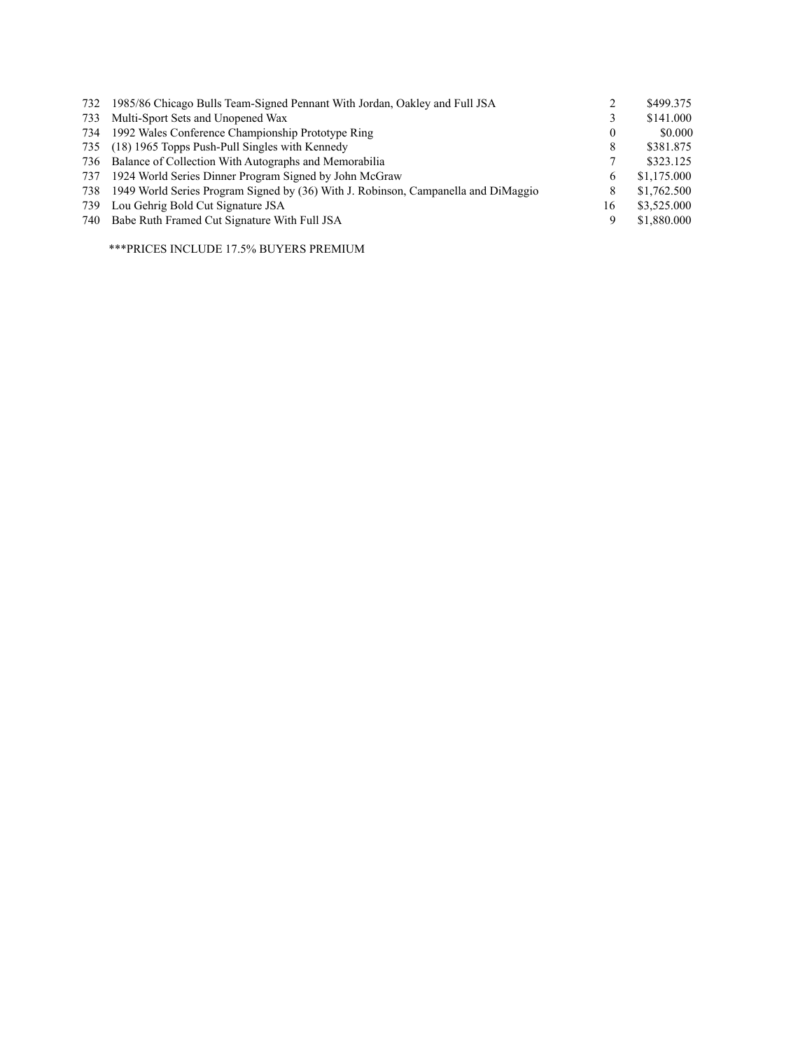| | | | |
|---|---|---|---|
| 732 | 1985/86 Chicago Bulls Team-Signed Pennant With Jordan, Oakley and Full JSA | 2 | $499.375 |
| 733 | Multi-Sport Sets and Unopened Wax | 3 | $141.000 |
| 734 | 1992 Wales Conference Championship Prototype Ring | 0 | $0.000 |
| 735 | (18) 1965 Topps Push-Pull Singles with Kennedy | 8 | $381.875 |
| 736 | Balance of Collection With Autographs and Memorabilia | 7 | $323.125 |
| 737 | 1924 World Series Dinner Program Signed by John McGraw | 6 | $1,175.000 |
| 738 | 1949 World Series Program Signed by (36) With J. Robinson, Campanella and DiMaggio | 8 | $1,762.500 |
| 739 | Lou Gehrig Bold Cut Signature JSA | 16 | $3,525.000 |
| 740 | Babe Ruth Framed Cut Signature With Full JSA | 9 | $1,880.000 |

***PRICES INCLUDE 17.5% BUYERS PREMIUM